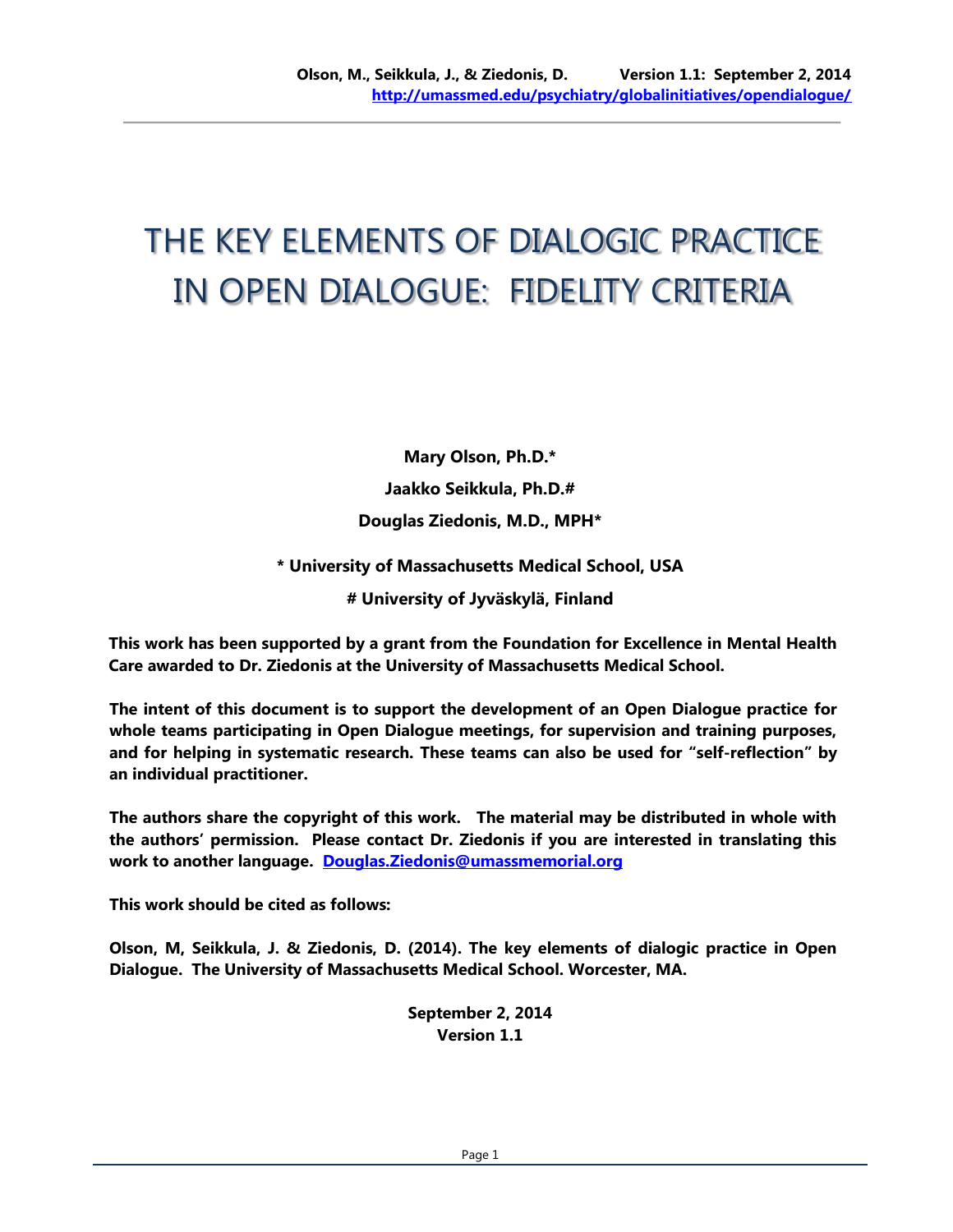# THE KEY ELEMENTS OF DIALOGIC PRACTICE IN OPEN DIALOGUE: FIDELITY CRITERIA

**Mary Olson, Ph.D.***

**Jaakko Seikkula, Ph.D.#**

**Douglas Ziedonis, M.D., MPH***

**\* University of Massachusetts Medical School, USA**

**# University of Jyväskylä, Finland**

**This work has been supported by a grant from the Foundation for Excellence in Mental Health Care awarded to Dr. Ziedonis at the University of Massachusetts Medical School.**

**The intent of this document is to support the development of an Open Dialogue practice for whole teams participating in Open Dialogue meetings, for supervision and training purposes, and for helping in systematic research. These teams can also be used for "self-reflection" by an individual practitioner.**

**The authors share the copyright of this work. The material may be distributed in whole with the authors' permission. Please contact Dr. Ziedonis if you are interested in translating this work to another language. [Douglas.Ziedonis@umassmemorial.org](mailto:Douglas.Ziedonis@umassmemorial.org)**

**This work should be cited as follows:**

**Olson, M, Seikkula, J. & Ziedonis, D. (2014). The key elements of dialogic practice in Open Dialogue. The University of Massachusetts Medical School. Worcester, MA.**

**September 2, 2014**
**Version 1.1**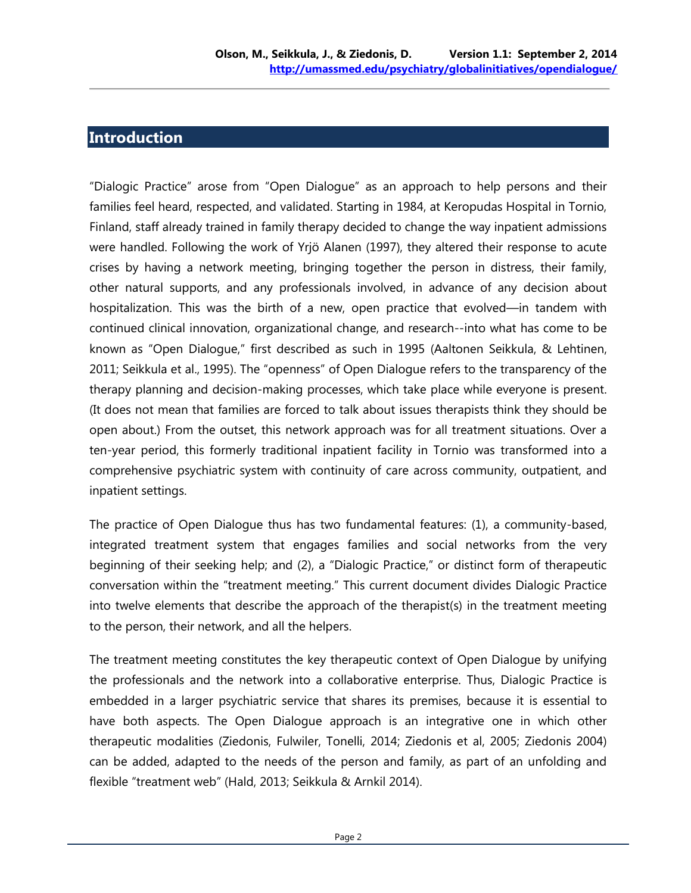## Introduction

"Dialogic Practice" arose from "Open Dialogue" as an approach to help persons and their families feel heard, respected, and validated. Starting in 1984, at Keropudas Hospital in Tornio, Finland, staff already trained in family therapy decided to change the way inpatient admissions were handled. Following the work of Yrjö Alanen (1997), they altered their response to acute crises by having a network meeting, bringing together the person in distress, their family, other natural supports, and any professionals involved, in advance of any decision about hospitalization. This was the birth of a new, open practice that evolved—in tandem with continued clinical innovation, organizational change, and research--into what has come to be known as "Open Dialogue," first described as such in 1995 (Aaltonen Seikkula, & Lehtinen, 2011; Seikkula et al., 1995). The "openness" of Open Dialogue refers to the transparency of the therapy planning and decision-making processes, which take place while everyone is present. (It does not mean that families are forced to talk about issues therapists think they should be open about.) From the outset, this network approach was for all treatment situations. Over a ten-year period, this formerly traditional inpatient facility in Tornio was transformed into a comprehensive psychiatric system with continuity of care across community, outpatient, and inpatient settings.

The practice of Open Dialogue thus has two fundamental features: (1), a community-based, integrated treatment system that engages families and social networks from the very beginning of their seeking help; and (2), a "Dialogic Practice," or distinct form of therapeutic conversation within the "treatment meeting." This current document divides Dialogic Practice into twelve elements that describe the approach of the therapist(s) in the treatment meeting to the person, their network, and all the helpers.

The treatment meeting constitutes the key therapeutic context of Open Dialogue by unifying the professionals and the network into a collaborative enterprise. Thus, Dialogic Practice is embedded in a larger psychiatric service that shares its premises, because it is essential to have both aspects. The Open Dialogue approach is an integrative one in which other therapeutic modalities (Ziedonis, Fulwiler, Tonelli, 2014; Ziedonis et al, 2005; Ziedonis 2004) can be added, adapted to the needs of the person and family, as part of an unfolding and flexible "treatment web" (Hald, 2013; Seikkula & Arnkil 2014).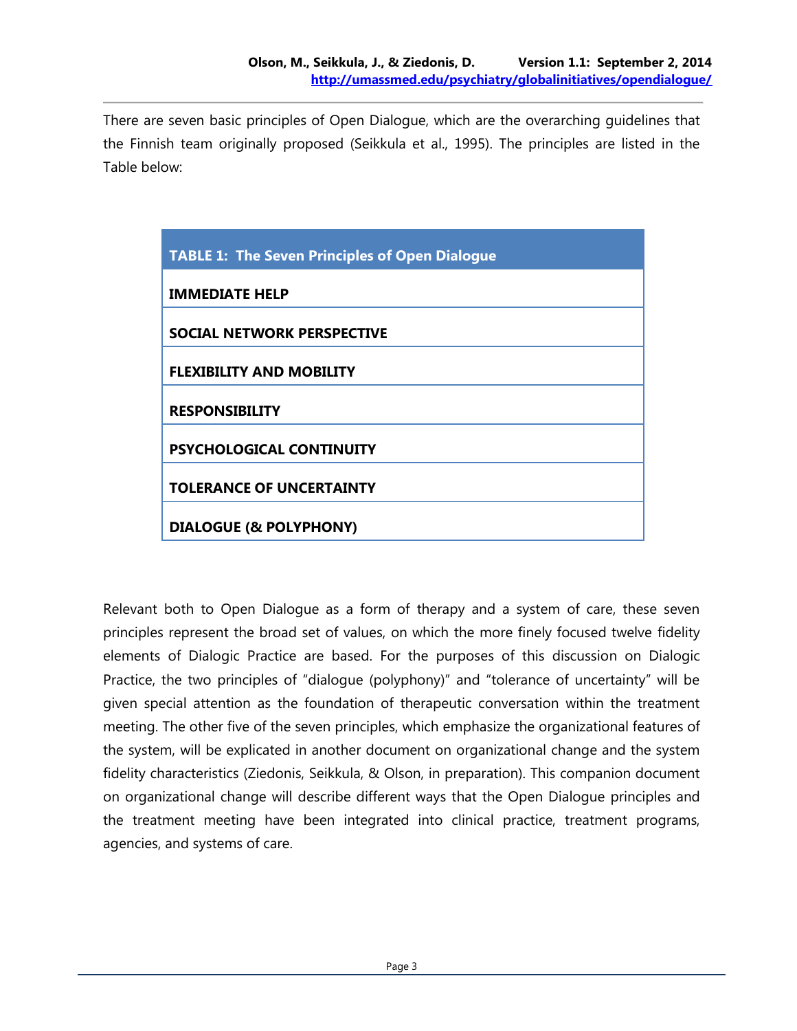There are seven basic principles of Open Dialogue, which are the overarching guidelines that the Finnish team originally proposed (Seikkula et al., 1995). The principles are listed in the Table below:

| TABLE 1: The Seven Principles of Open Dialogue |
| --- |
| **IMMEDIATE HELP** |
| **SOCIAL NETWORK PERSPECTIVE** |
| **FLEXIBILITY AND MOBILITY** |
| **RESPONSIBILITY** |
| **PSYCHOLOGICAL CONTINUITY** |
| **TOLERANCE OF UNCERTAINTY** |
| **DIALOGUE (& POLYPHONY)** |

Relevant both to Open Dialogue as a form of therapy and a system of care, these seven principles represent the broad set of values, on which the more finely focused twelve fidelity elements of Dialogic Practice are based. For the purposes of this discussion on Dialogic Practice, the two principles of "dialogue (polyphony)" and "tolerance of uncertainty" will be given special attention as the foundation of therapeutic conversation within the treatment meeting. The other five of the seven principles, which emphasize the organizational features of the system, will be explicated in another document on organizational change and the system fidelity characteristics (Ziedonis, Seikkula, & Olson, in preparation). This companion document on organizational change will describe different ways that the Open Dialogue principles and the treatment meeting have been integrated into clinical practice, treatment programs, agencies, and systems of care.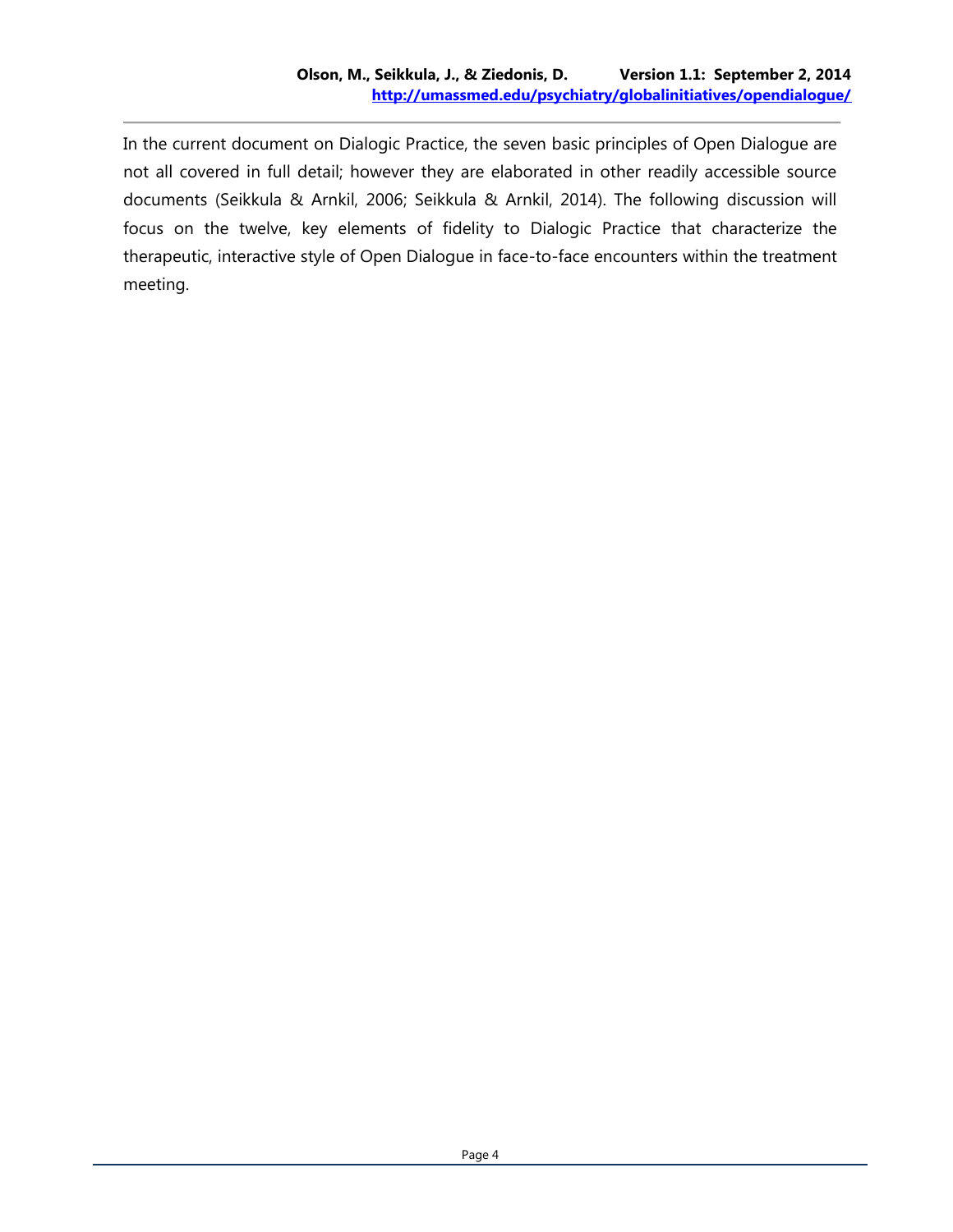In the current document on Dialogic Practice, the seven basic principles of Open Dialogue are not all covered in full detail; however they are elaborated in other readily accessible source documents (Seikkula & Arnkil, 2006; Seikkula & Arnkil, 2014). The following discussion will focus on the twelve, key elements of fidelity to Dialogic Practice that characterize the therapeutic, interactive style of Open Dialogue in face-to-face encounters within the treatment meeting.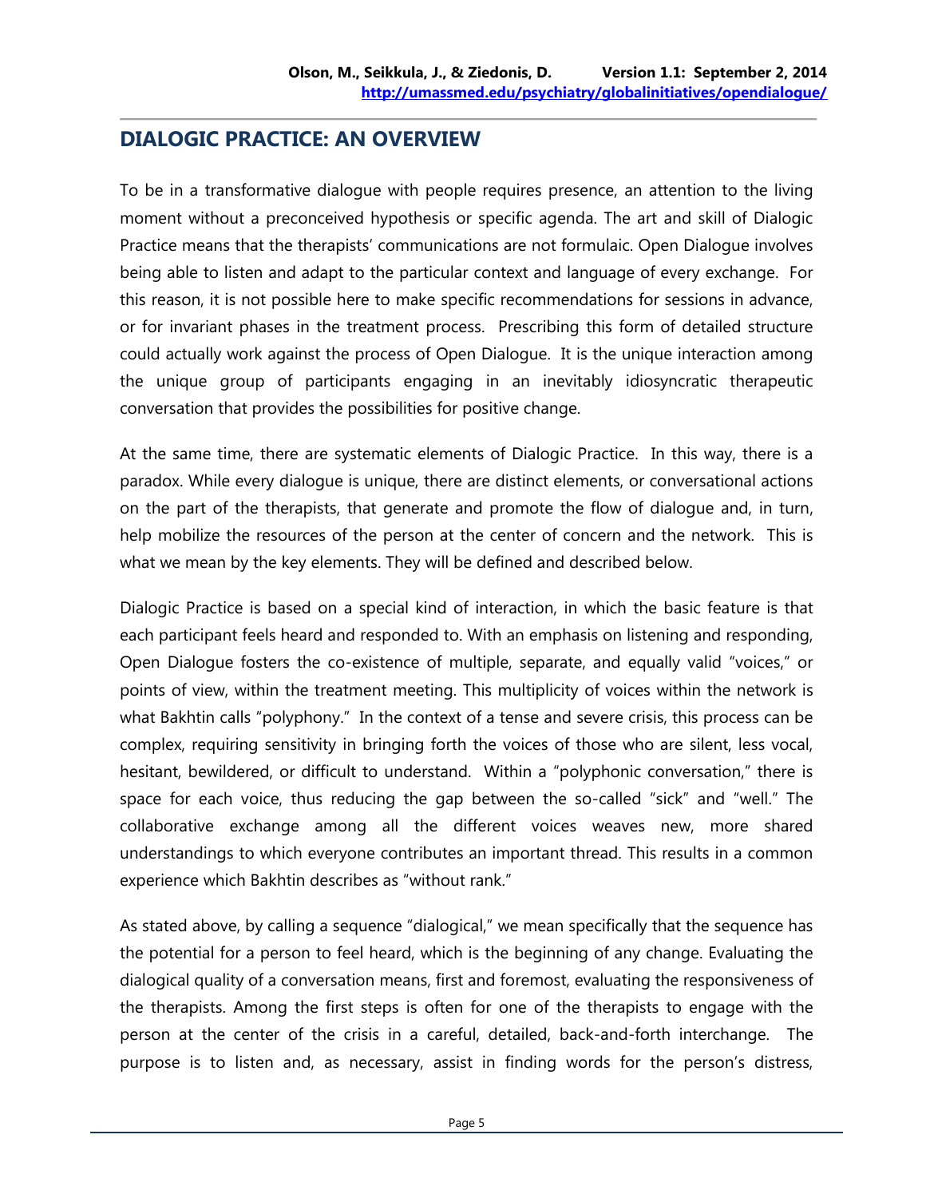## DIALOGIC PRACTICE: AN OVERVIEW

To be in a transformative dialogue with people requires presence, an attention to the living moment without a preconceived hypothesis or specific agenda. The art and skill of Dialogic Practice means that the therapists' communications are not formulaic. Open Dialogue involves being able to listen and adapt to the particular context and language of every exchange. For this reason, it is not possible here to make specific recommendations for sessions in advance, or for invariant phases in the treatment process. Prescribing this form of detailed structure could actually work against the process of Open Dialogue. It is the unique interaction among the unique group of participants engaging in an inevitably idiosyncratic therapeutic conversation that provides the possibilities for positive change.

At the same time, there are systematic elements of Dialogic Practice. In this way, there is a paradox. While every dialogue is unique, there are distinct elements, or conversational actions on the part of the therapists, that generate and promote the flow of dialogue and, in turn, help mobilize the resources of the person at the center of concern and the network. This is what we mean by the key elements. They will be defined and described below.

Dialogic Practice is based on a special kind of interaction, in which the basic feature is that each participant feels heard and responded to. With an emphasis on listening and responding, Open Dialogue fosters the co-existence of multiple, separate, and equally valid "voices," or points of view, within the treatment meeting. This multiplicity of voices within the network is what Bakhtin calls "polyphony." In the context of a tense and severe crisis, this process can be complex, requiring sensitivity in bringing forth the voices of those who are silent, less vocal, hesitant, bewildered, or difficult to understand. Within a "polyphonic conversation," there is space for each voice, thus reducing the gap between the so-called "sick" and "well." The collaborative exchange among all the different voices weaves new, more shared understandings to which everyone contributes an important thread. This results in a common experience which Bakhtin describes as "without rank."

As stated above, by calling a sequence "dialogical," we mean specifically that the sequence has the potential for a person to feel heard, which is the beginning of any change. Evaluating the dialogical quality of a conversation means, first and foremost, evaluating the responsiveness of the therapists. Among the first steps is often for one of the therapists to engage with the person at the center of the crisis in a careful, detailed, back-and-forth interchange. The purpose is to listen and, as necessary, assist in finding words for the person's distress,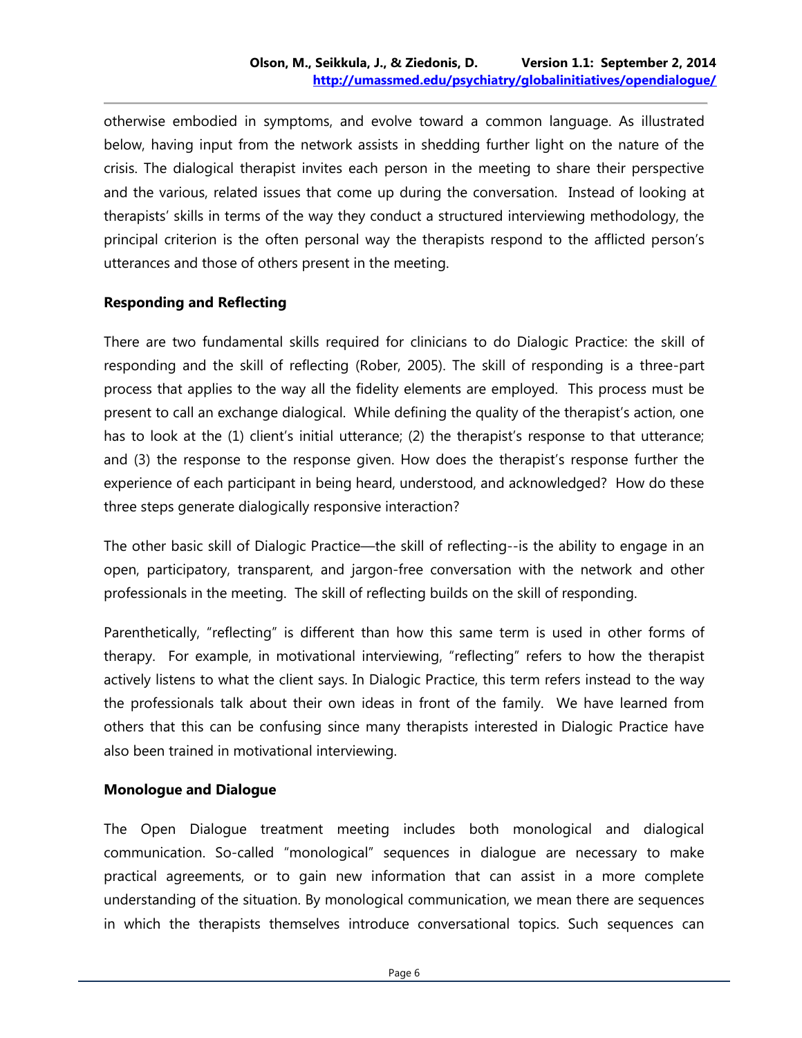otherwise embodied in symptoms, and evolve toward a common language. As illustrated below, having input from the network assists in shedding further light on the nature of the crisis. The dialogical therapist invites each person in the meeting to share their perspective and the various, related issues that come up during the conversation. Instead of looking at therapists' skills in terms of the way they conduct a structured interviewing methodology, the principal criterion is the often personal way the therapists respond to the afflicted person's utterances and those of others present in the meeting.

**Responding and Reflecting**

There are two fundamental skills required for clinicians to do Dialogic Practice: the skill of responding and the skill of reflecting (Rober, 2005). The skill of responding is a three-part process that applies to the way all the fidelity elements are employed. This process must be present to call an exchange dialogical. While defining the quality of the therapist's action, one has to look at the (1) client's initial utterance; (2) the therapist's response to that utterance; and (3) the response to the response given. How does the therapist's response further the experience of each participant in being heard, understood, and acknowledged? How do these three steps generate dialogically responsive interaction?

The other basic skill of Dialogic Practice—the skill of reflecting--is the ability to engage in an open, participatory, transparent, and jargon-free conversation with the network and other professionals in the meeting. The skill of reflecting builds on the skill of responding.

Parenthetically, "reflecting" is different than how this same term is used in other forms of therapy. For example, in motivational interviewing, "reflecting" refers to how the therapist actively listens to what the client says. In Dialogic Practice, this term refers instead to the way the professionals talk about their own ideas in front of the family. We have learned from others that this can be confusing since many therapists interested in Dialogic Practice have also been trained in motivational interviewing.

**Monologue and Dialogue**

The Open Dialogue treatment meeting includes both monological and dialogical communication. So-called "monological" sequences in dialogue are necessary to make practical agreements, or to gain new information that can assist in a more complete understanding of the situation. By monological communication, we mean there are sequences in which the therapists themselves introduce conversational topics. Such sequences can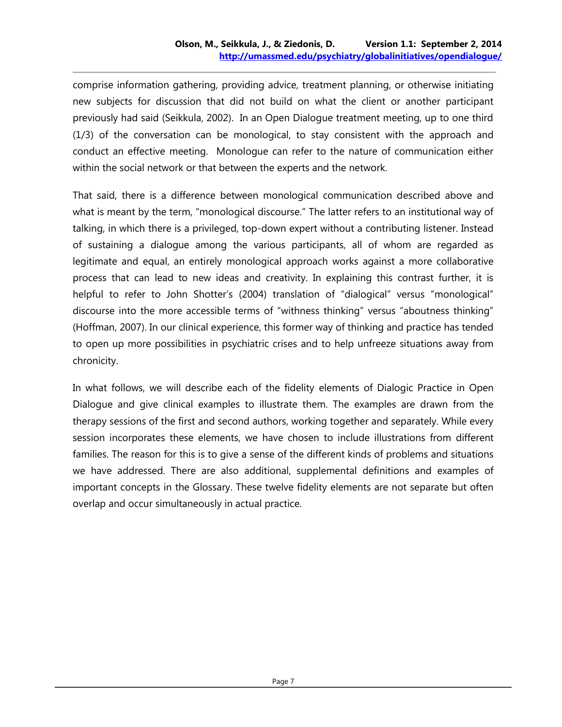comprise information gathering, providing advice, treatment planning, or otherwise initiating new subjects for discussion that did not build on what the client or another participant previously had said (Seikkula, 2002). In an Open Dialogue treatment meeting, up to one third (1/3) of the conversation can be monological, to stay consistent with the approach and conduct an effective meeting. Monologue can refer to the nature of communication either within the social network or that between the experts and the network.

That said, there is a difference between monological communication described above and what is meant by the term, "monological discourse." The latter refers to an institutional way of talking, in which there is a privileged, top-down expert without a contributing listener. Instead of sustaining a dialogue among the various participants, all of whom are regarded as legitimate and equal, an entirely monological approach works against a more collaborative process that can lead to new ideas and creativity. In explaining this contrast further, it is helpful to refer to John Shotter's (2004) translation of "dialogical" versus "monological" discourse into the more accessible terms of "withness thinking" versus "aboutness thinking" (Hoffman, 2007). In our clinical experience, this former way of thinking and practice has tended to open up more possibilities in psychiatric crises and to help unfreeze situations away from chronicity.

In what follows, we will describe each of the fidelity elements of Dialogic Practice in Open Dialogue and give clinical examples to illustrate them. The examples are drawn from the therapy sessions of the first and second authors, working together and separately. While every session incorporates these elements, we have chosen to include illustrations from different families. The reason for this is to give a sense of the different kinds of problems and situations we have addressed. There are also additional, supplemental definitions and examples of important concepts in the Glossary. These twelve fidelity elements are not separate but often overlap and occur simultaneously in actual practice.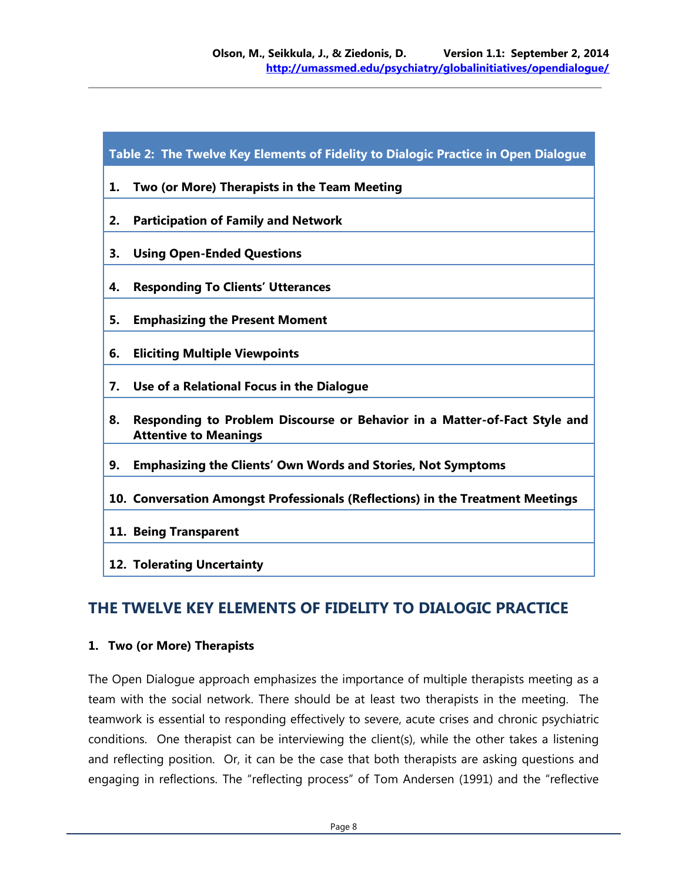| Table 2: The Twelve Key Elements of Fidelity to Dialogic Practice in Open Dialogue |
|---|
| **1. Two (or More) Therapists in the Team Meeting** |
| **2. Participation of Family and Network** |
| **3. Using Open-Ended Questions** |
| **4. Responding To Clients' Utterances** |
| **5. Emphasizing the Present Moment** |
| **6. Eliciting Multiple Viewpoints** |
| **7. Use of a Relational Focus in the Dialogue** |
| **8. Responding to Problem Discourse or Behavior in a Matter-of-Fact Style and Attentive to Meanings** |
| **9. Emphasizing the Clients' Own Words and Stories, Not Symptoms** |
| **10. Conversation Amongst Professionals (Reflections) in the Treatment Meetings** |
| **11. Being Transparent** |
| **12. Tolerating Uncertainty** |

## THE TWELVE KEY ELEMENTS OF FIDELITY TO DIALOGIC PRACTICE

### 1. Two (or More) Therapists

The Open Dialogue approach emphasizes the importance of multiple therapists meeting as a team with the social network. There should be at least two therapists in the meeting. The teamwork is essential to responding effectively to severe, acute crises and chronic psychiatric conditions. One therapist can be interviewing the client(s), while the other takes a listening and reflecting position. Or, it can be the case that both therapists are asking questions and engaging in reflections. The "reflecting process" of Tom Andersen (1991) and the "reflective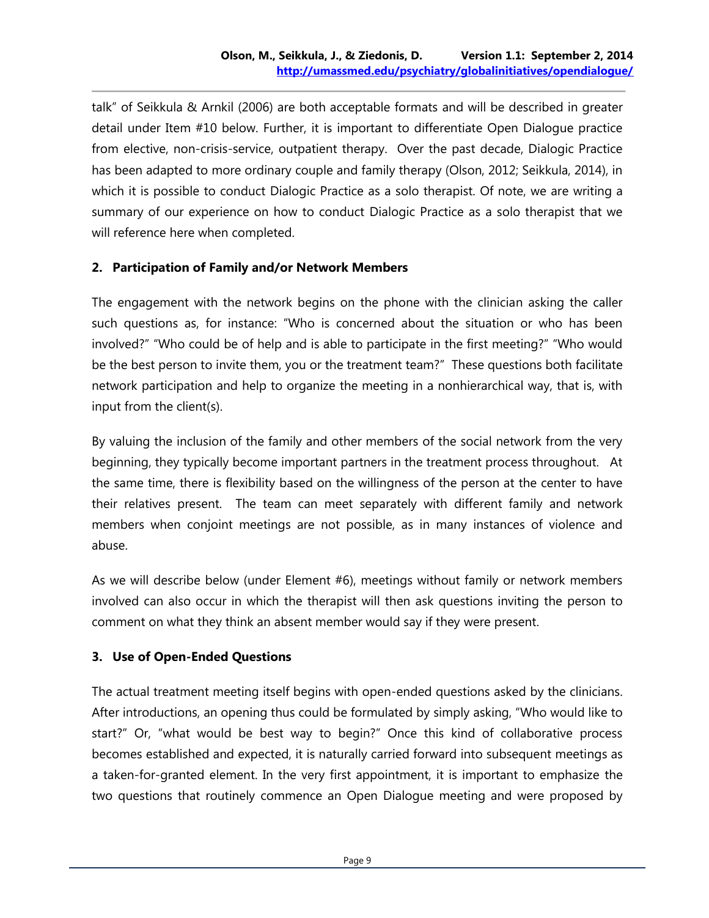talk" of Seikkula & Arnkil (2006) are both acceptable formats and will be described in greater detail under Item #10 below. Further, it is important to differentiate Open Dialogue practice from elective, non-crisis-service, outpatient therapy. Over the past decade, Dialogic Practice has been adapted to more ordinary couple and family therapy (Olson, 2012; Seikkula, 2014), in which it is possible to conduct Dialogic Practice as a solo therapist. Of note, we are writing a summary of our experience on how to conduct Dialogic Practice as a solo therapist that we will reference here when completed.

### 2. Participation of Family and/or Network Members

The engagement with the network begins on the phone with the clinician asking the caller such questions as, for instance: "Who is concerned about the situation or who has been involved?" "Who could be of help and is able to participate in the first meeting?" "Who would be the best person to invite them, you or the treatment team?" These questions both facilitate network participation and help to organize the meeting in a nonhierarchical way, that is, with input from the client(s).

By valuing the inclusion of the family and other members of the social network from the very beginning, they typically become important partners in the treatment process throughout. At the same time, there is flexibility based on the willingness of the person at the center to have their relatives present. The team can meet separately with different family and network members when conjoint meetings are not possible, as in many instances of violence and abuse.

As we will describe below (under Element #6), meetings without family or network members involved can also occur in which the therapist will then ask questions inviting the person to comment on what they think an absent member would say if they were present.

### 3. Use of Open-Ended Questions

The actual treatment meeting itself begins with open-ended questions asked by the clinicians. After introductions, an opening thus could be formulated by simply asking, "Who would like to start?" Or, "what would be best way to begin?" Once this kind of collaborative process becomes established and expected, it is naturally carried forward into subsequent meetings as a taken-for-granted element. In the very first appointment, it is important to emphasize the two questions that routinely commence an Open Dialogue meeting and were proposed by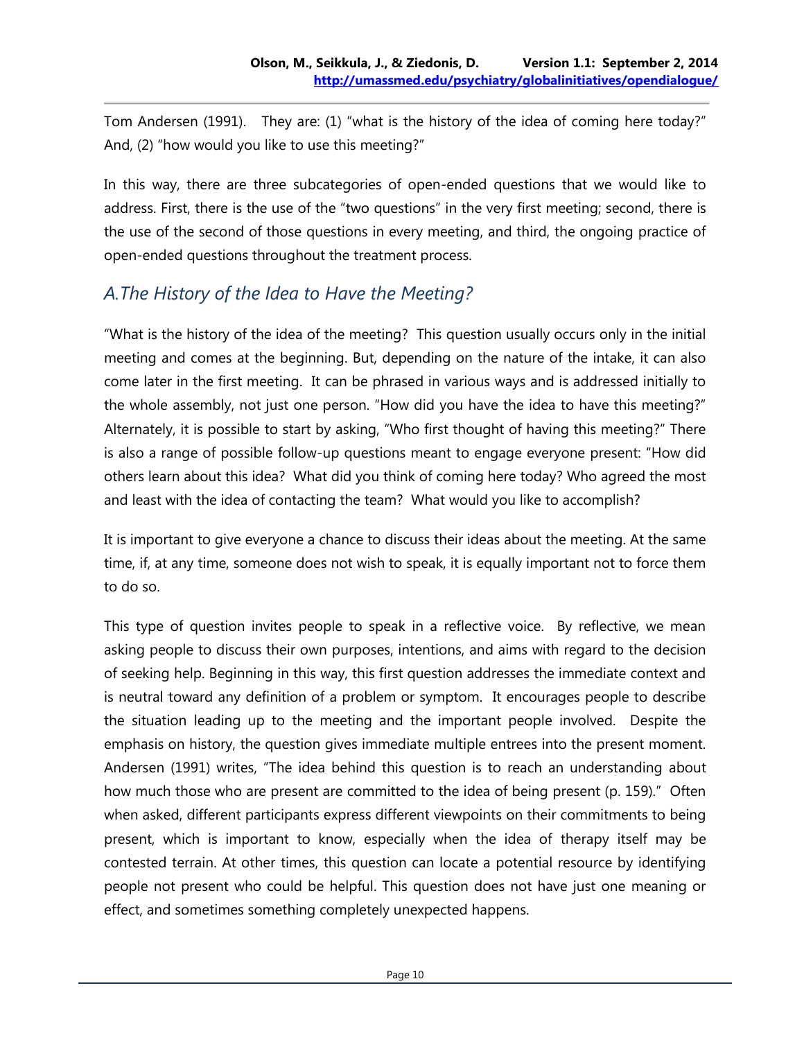Tom Andersen (1991). They are: (1) "what is the history of the idea of coming here today?" And, (2) "how would you like to use this meeting?"

In this way, there are three subcategories of open-ended questions that we would like to address. First, there is the use of the "two questions" in the very first meeting; second, there is the use of the second of those questions in every meeting, and third, the ongoing practice of open-ended questions throughout the treatment process.

## *A.The History of the Idea to Have the Meeting?*

"What is the history of the idea of the meeting? This question usually occurs only in the initial meeting and comes at the beginning. But, depending on the nature of the intake, it can also come later in the first meeting. It can be phrased in various ways and is addressed initially to the whole assembly, not just one person. "How did you have the idea to have this meeting?" Alternately, it is possible to start by asking, "Who first thought of having this meeting?" There is also a range of possible follow-up questions meant to engage everyone present: "How did others learn about this idea? What did you think of coming here today? Who agreed the most and least with the idea of contacting the team? What would you like to accomplish?

It is important to give everyone a chance to discuss their ideas about the meeting. At the same time, if, at any time, someone does not wish to speak, it is equally important not to force them to do so.

This type of question invites people to speak in a reflective voice. By reflective, we mean asking people to discuss their own purposes, intentions, and aims with regard to the decision of seeking help. Beginning in this way, this first question addresses the immediate context and is neutral toward any definition of a problem or symptom. It encourages people to describe the situation leading up to the meeting and the important people involved. Despite the emphasis on history, the question gives immediate multiple entrees into the present moment. Andersen (1991) writes, "The idea behind this question is to reach an understanding about how much those who are present are committed to the idea of being present (p. 159)." Often when asked, different participants express different viewpoints on their commitments to being present, which is important to know, especially when the idea of therapy itself may be contested terrain. At other times, this question can locate a potential resource by identifying people not present who could be helpful. This question does not have just one meaning or effect, and sometimes something completely unexpected happens.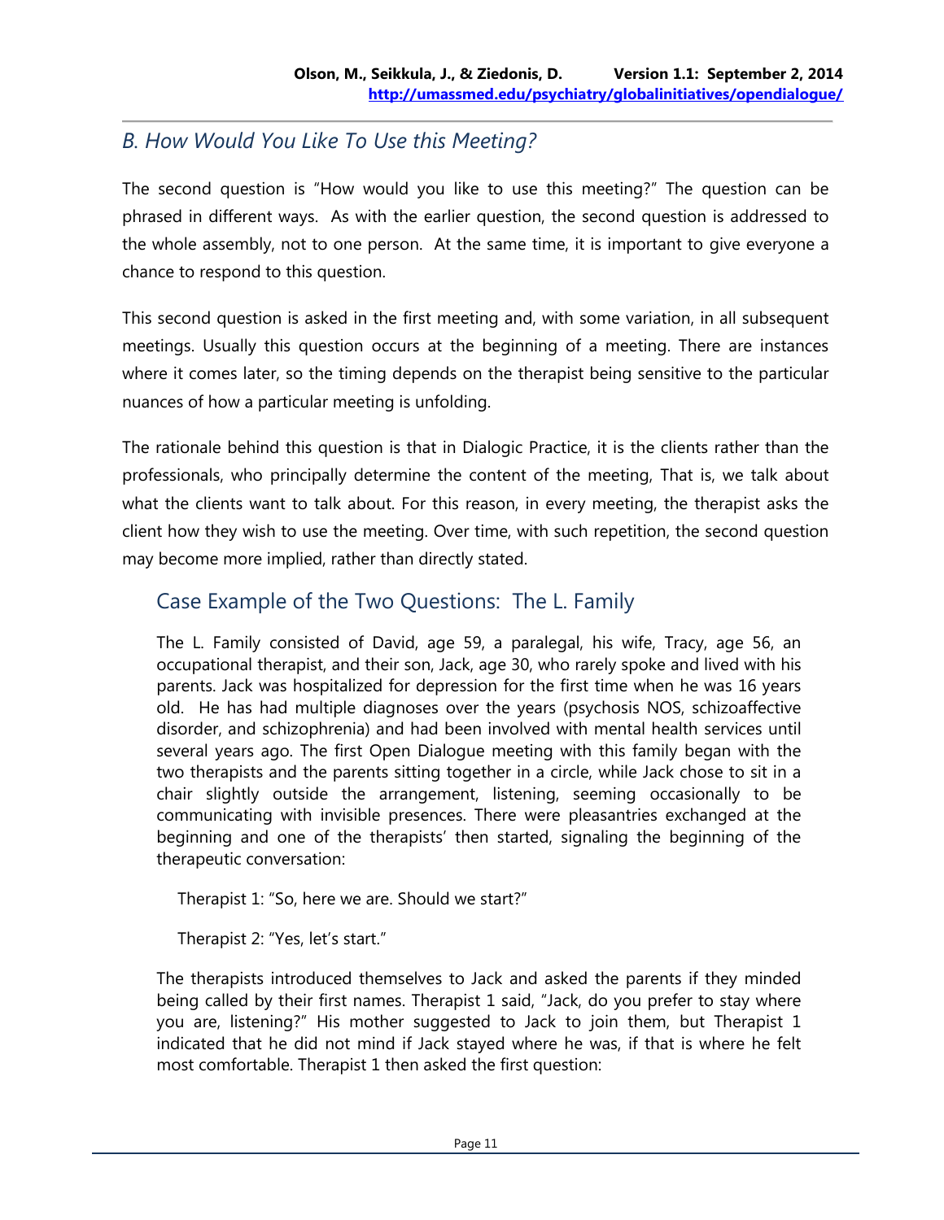## B. How Would You Like To Use this Meeting?

The second question is "How would you like to use this meeting?" The question can be phrased in different ways. As with the earlier question, the second question is addressed to the whole assembly, not to one person. At the same time, it is important to give everyone a chance to respond to this question.

This second question is asked in the first meeting and, with some variation, in all subsequent meetings. Usually this question occurs at the beginning of a meeting. There are instances where it comes later, so the timing depends on the therapist being sensitive to the particular nuances of how a particular meeting is unfolding.

The rationale behind this question is that in Dialogic Practice, it is the clients rather than the professionals, who principally determine the content of the meeting, That is, we talk about what the clients want to talk about. For this reason, in every meeting, the therapist asks the client how they wish to use the meeting. Over time, with such repetition, the second question may become more implied, rather than directly stated.

### Case Example of the Two Questions: The L. Family

The L. Family consisted of David, age 59, a paralegal, his wife, Tracy, age 56, an occupational therapist, and their son, Jack, age 30, who rarely spoke and lived with his parents. Jack was hospitalized for depression for the first time when he was 16 years old. He has had multiple diagnoses over the years (psychosis NOS, schizoaffective disorder, and schizophrenia) and had been involved with mental health services until several years ago. The first Open Dialogue meeting with this family began with the two therapists and the parents sitting together in a circle, while Jack chose to sit in a chair slightly outside the arrangement, listening, seeming occasionally to be communicating with invisible presences. There were pleasantries exchanged at the beginning and one of the therapists' then started, signaling the beginning of the therapeutic conversation:

Therapist 1: "So, here we are. Should we start?"

Therapist 2: "Yes, let's start."

The therapists introduced themselves to Jack and asked the parents if they minded being called by their first names. Therapist 1 said, "Jack, do you prefer to stay where you are, listening?" His mother suggested to Jack to join them, but Therapist 1 indicated that he did not mind if Jack stayed where he was, if that is where he felt most comfortable. Therapist 1 then asked the first question: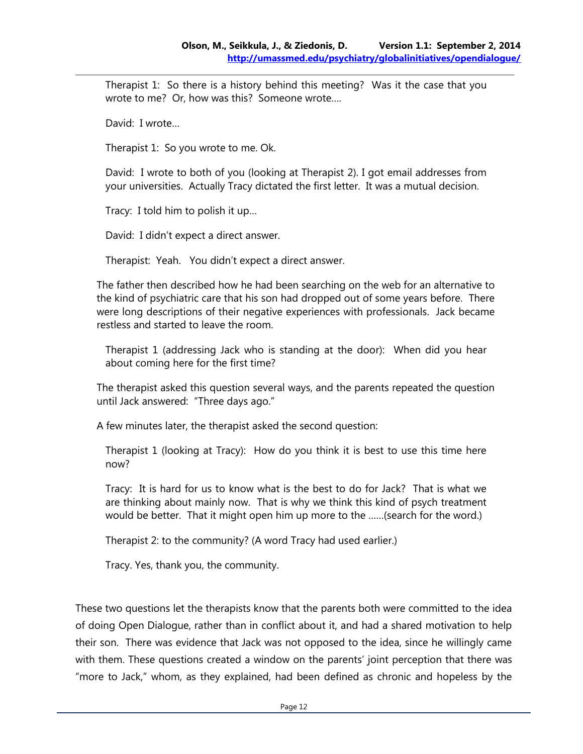Therapist 1: So there is a history behind this meeting? Was it the case that you wrote to me? Or, how was this? Someone wrote....

David: I wrote...

Therapist 1: So you wrote to me. Ok.

David: I wrote to both of you (looking at Therapist 2). I got email addresses from your universities. Actually Tracy dictated the first letter. It was a mutual decision.

Tracy: I told him to polish it up...

David: I didn't expect a direct answer.

Therapist: Yeah. You didn't expect a direct answer.

The father then described how he had been searching on the web for an alternative to the kind of psychiatric care that his son had dropped out of some years before. There were long descriptions of their negative experiences with professionals. Jack became restless and started to leave the room.

Therapist 1 (addressing Jack who is standing at the door): When did you hear about coming here for the first time?

The therapist asked this question several ways, and the parents repeated the question until Jack answered: "Three days ago."

A few minutes later, the therapist asked the second question:

Therapist 1 (looking at Tracy): How do you think it is best to use this time here now?

Tracy: It is hard for us to know what is the best to do for Jack? That is what we are thinking about mainly now. That is why we think this kind of psych treatment would be better. That it might open him up more to the ......(search for the word.)

Therapist 2: to the community? (A word Tracy had used earlier.)

Tracy. Yes, thank you, the community.

These two questions let the therapists know that the parents both were committed to the idea of doing Open Dialogue, rather than in conflict about it, and had a shared motivation to help their son. There was evidence that Jack was not opposed to the idea, since he willingly came with them. These questions created a window on the parents' joint perception that there was "more to Jack," whom, as they explained, had been defined as chronic and hopeless by the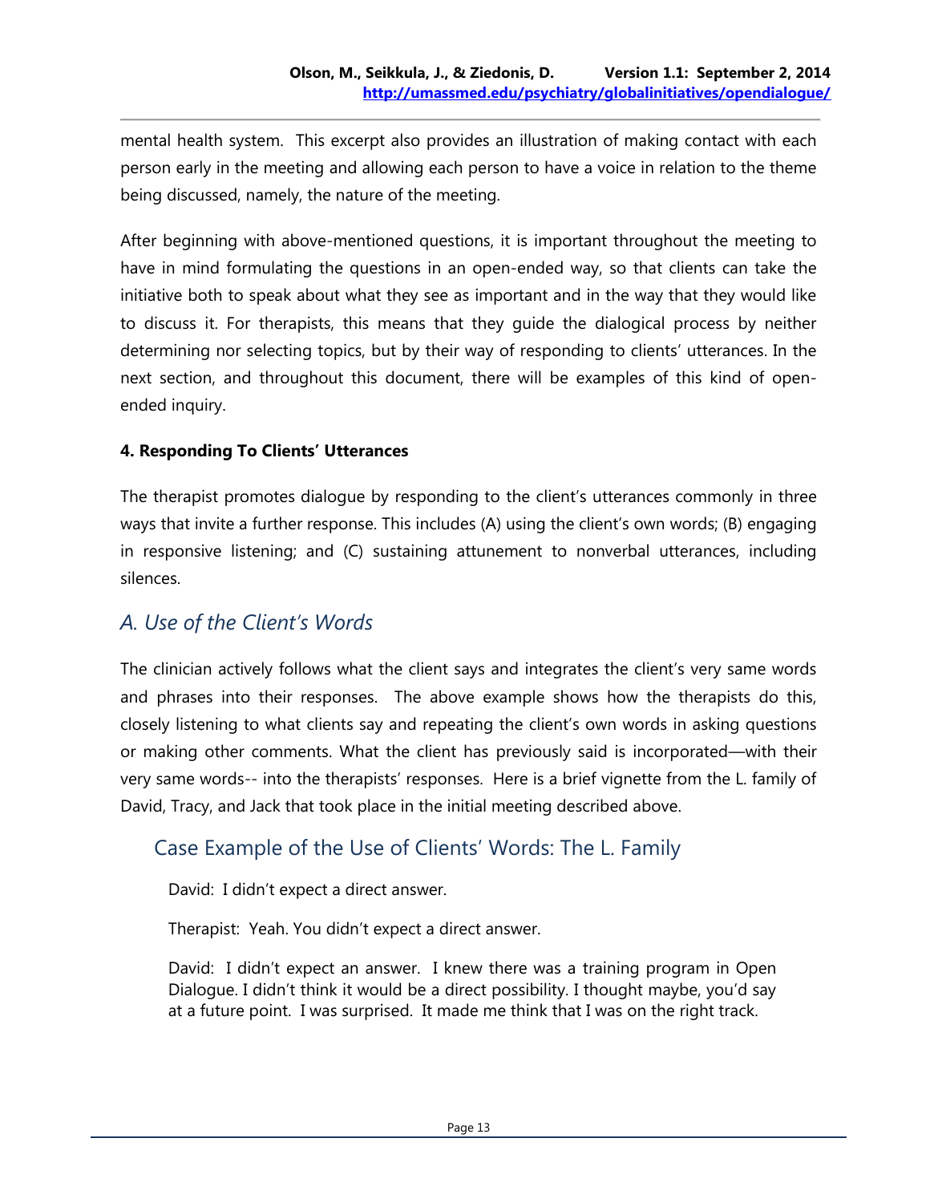mental health system. This excerpt also provides an illustration of making contact with each person early in the meeting and allowing each person to have a voice in relation to the theme being discussed, namely, the nature of the meeting.

After beginning with above-mentioned questions, it is important throughout the meeting to have in mind formulating the questions in an open-ended way, so that clients can take the initiative both to speak about what they see as important and in the way that they would like to discuss it. For therapists, this means that they guide the dialogical process by neither determining nor selecting topics, but by their way of responding to clients' utterances. In the next section, and throughout this document, there will be examples of this kind of open-ended inquiry.

### 4. Responding To Clients' Utterances

The therapist promotes dialogue by responding to the client's utterances commonly in three ways that invite a further response. This includes (A) using the client's own words; (B) engaging in responsive listening; and (C) sustaining attunement to nonverbal utterances, including silences.

## *A. Use of the Client's Words*

The clinician actively follows what the client says and integrates the client's very same words and phrases into their responses. The above example shows how the therapists do this, closely listening to what clients say and repeating the client's own words in asking questions or making other comments. What the client has previously said is incorporated—with their very same words-- into the therapists' responses. Here is a brief vignette from the L. family of David, Tracy, and Jack that took place in the initial meeting described above.

### Case Example of the Use of Clients' Words: The L. Family

David: I didn't expect a direct answer.

Therapist: Yeah. You didn't expect a direct answer.

David: I didn't expect an answer. I knew there was a training program in Open Dialogue. I didn't think it would be a direct possibility. I thought maybe, you'd say at a future point. I was surprised. It made me think that I was on the right track.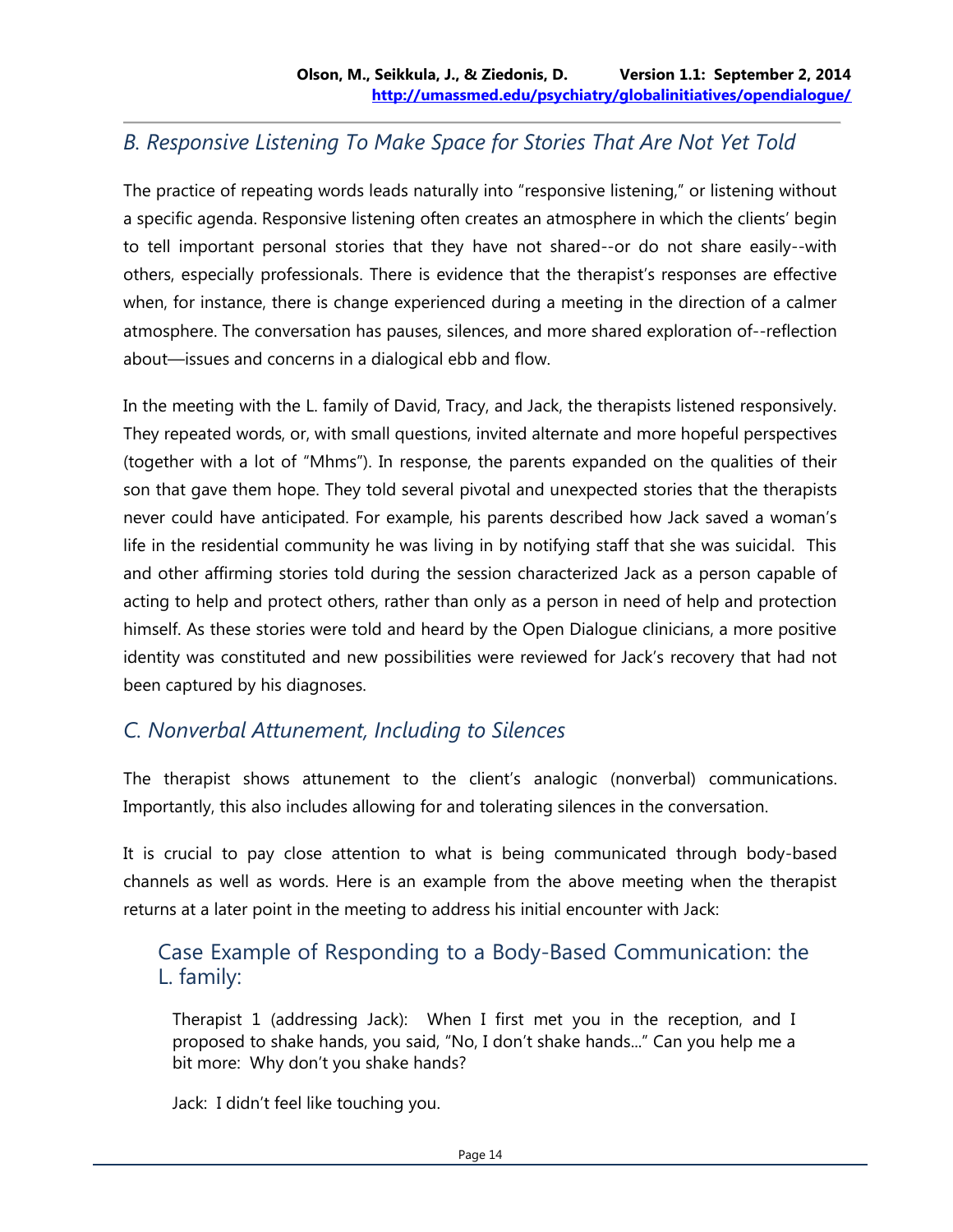## B. Responsive Listening To Make Space for Stories That Are Not Yet Told

The practice of repeating words leads naturally into "responsive listening," or listening without a specific agenda. Responsive listening often creates an atmosphere in which the clients' begin to tell important personal stories that they have not shared--or do not share easily--with others, especially professionals. There is evidence that the therapist's responses are effective when, for instance, there is change experienced during a meeting in the direction of a calmer atmosphere. The conversation has pauses, silences, and more shared exploration of--reflection about—issues and concerns in a dialogical ebb and flow.

In the meeting with the L. family of David, Tracy, and Jack, the therapists listened responsively. They repeated words, or, with small questions, invited alternate and more hopeful perspectives (together with a lot of "Mhms"). In response, the parents expanded on the qualities of their son that gave them hope. They told several pivotal and unexpected stories that the therapists never could have anticipated. For example, his parents described how Jack saved a woman's life in the residential community he was living in by notifying staff that she was suicidal. This and other affirming stories told during the session characterized Jack as a person capable of acting to help and protect others, rather than only as a person in need of help and protection himself. As these stories were told and heard by the Open Dialogue clinicians, a more positive identity was constituted and new possibilities were reviewed for Jack's recovery that had not been captured by his diagnoses.

## C. Nonverbal Attunement, Including to Silences

The therapist shows attunement to the client's analogic (nonverbal) communications. Importantly, this also includes allowing for and tolerating silences in the conversation.

It is crucial to pay close attention to what is being communicated through body-based channels as well as words. Here is an example from the above meeting when the therapist returns at a later point in the meeting to address his initial encounter with Jack:

### Case Example of Responding to a Body-Based Communication: the L. family:

Therapist 1 (addressing Jack): When I first met you in the reception, and I proposed to shake hands, you said, "No, I don't shake hands..." Can you help me a bit more: Why don't you shake hands?

Jack: I didn't feel like touching you.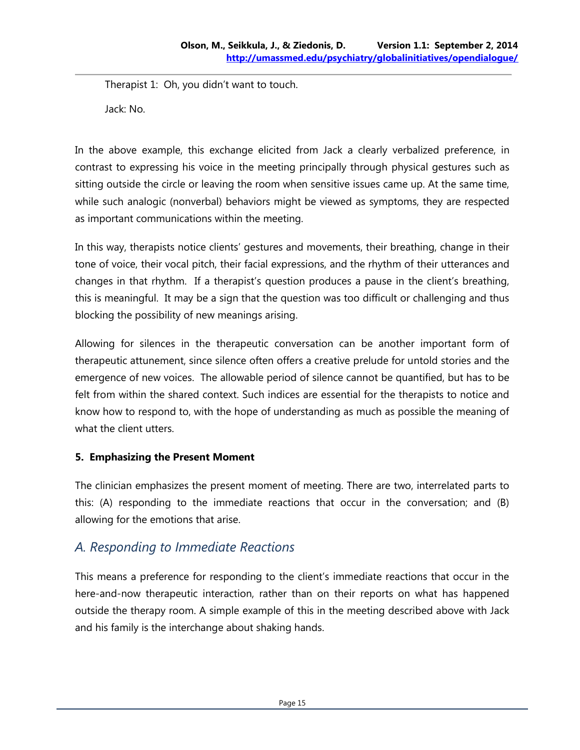Therapist 1: Oh, you didn't want to touch.

Jack: No.

In the above example, this exchange elicited from Jack a clearly verbalized preference, in contrast to expressing his voice in the meeting principally through physical gestures such as sitting outside the circle or leaving the room when sensitive issues came up. At the same time, while such analogic (nonverbal) behaviors might be viewed as symptoms, they are respected as important communications within the meeting.

In this way, therapists notice clients' gestures and movements, their breathing, change in their tone of voice, their vocal pitch, their facial expressions, and the rhythm of their utterances and changes in that rhythm. If a therapist's question produces a pause in the client's breathing, this is meaningful. It may be a sign that the question was too difficult or challenging and thus blocking the possibility of new meanings arising.

Allowing for silences in the therapeutic conversation can be another important form of therapeutic attunement, since silence often offers a creative prelude for untold stories and the emergence of new voices. The allowable period of silence cannot be quantified, but has to be felt from within the shared context. Such indices are essential for the therapists to notice and know how to respond to, with the hope of understanding as much as possible the meaning of what the client utters.

**5. Emphasizing the Present Moment**

The clinician emphasizes the present moment of meeting. There are two, interrelated parts to this: (A) responding to the immediate reactions that occur in the conversation; and (B) allowing for the emotions that arise.

## *A. Responding to Immediate Reactions*

This means a preference for responding to the client's immediate reactions that occur in the here-and-now therapeutic interaction, rather than on their reports on what has happened outside the therapy room. A simple example of this in the meeting described above with Jack and his family is the interchange about shaking hands.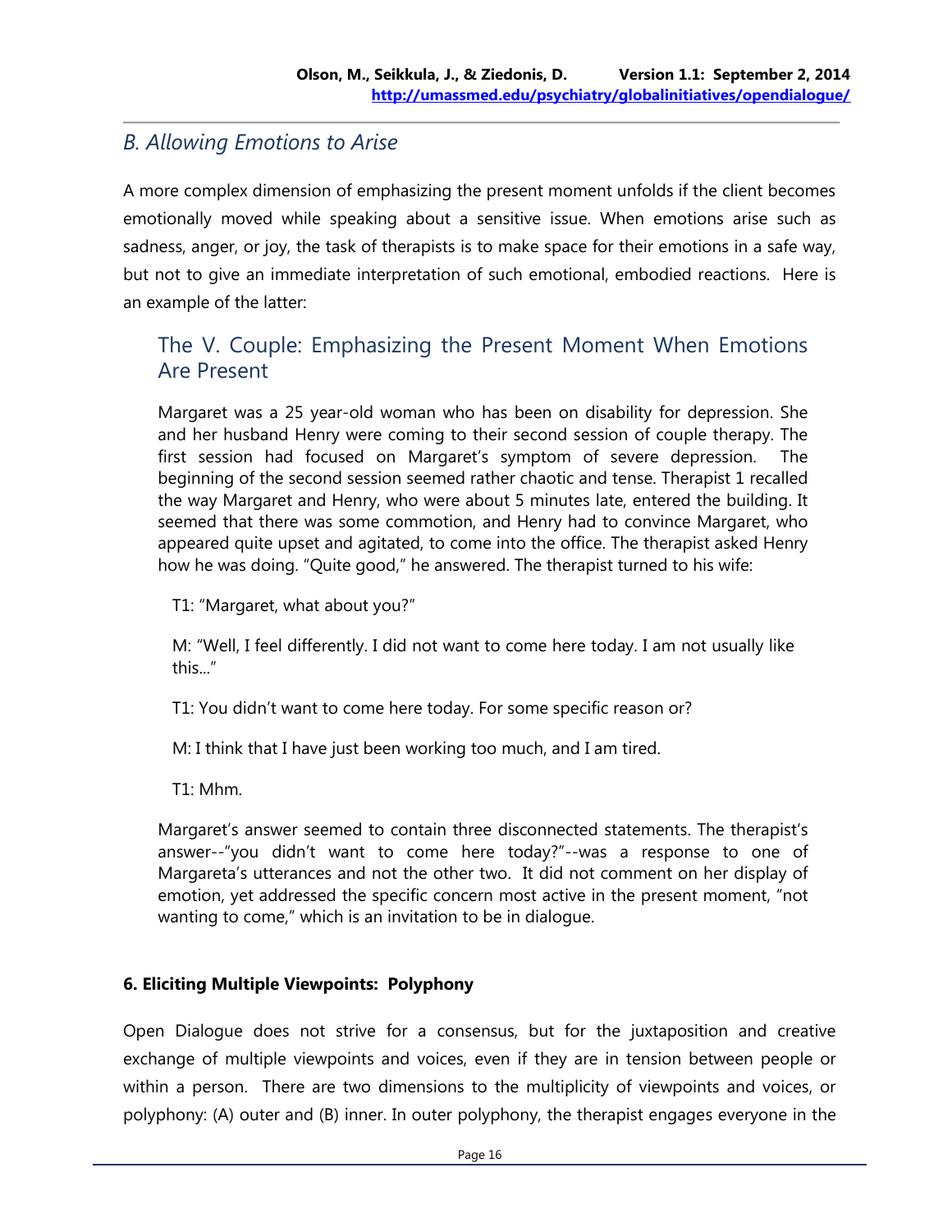## B. Allowing Emotions to Arise

A more complex dimension of emphasizing the present moment unfolds if the client becomes emotionally moved while speaking about a sensitive issue. When emotions arise such as sadness, anger, or joy, the task of therapists is to make space for their emotions in a safe way, but not to give an immediate interpretation of such emotional, embodied reactions. Here is an example of the latter:

### The V. Couple: Emphasizing the Present Moment When Emotions Are Present

Margaret was a 25 year-old woman who has been on disability for depression. She and her husband Henry were coming to their second session of couple therapy. The first session had focused on Margaret's symptom of severe depression. The beginning of the second session seemed rather chaotic and tense. Therapist 1 recalled the way Margaret and Henry, who were about 5 minutes late, entered the building. It seemed that there was some commotion, and Henry had to convince Margaret, who appeared quite upset and agitated, to come into the office. The therapist asked Henry how he was doing. "Quite good," he answered. The therapist turned to his wife:

T1: "Margaret, what about you?"

M: "Well, I feel differently. I did not want to come here today. I am not usually like this..."

T1: You didn't want to come here today. For some specific reason or?

M: I think that I have just been working too much, and I am tired.

T1: Mhm.

Margaret's answer seemed to contain three disconnected statements. The therapist's answer--"you didn't want to come here today?"--was a response to one of Margareta's utterances and not the other two. It did not comment on her display of emotion, yet addressed the specific concern most active in the present moment, "not wanting to come," which is an invitation to be in dialogue.

**6. Eliciting Multiple Viewpoints: Polyphony**

Open Dialogue does not strive for a consensus, but for the juxtaposition and creative exchange of multiple viewpoints and voices, even if they are in tension between people or within a person. There are two dimensions to the multiplicity of viewpoints and voices, or polyphony: (A) outer and (B) inner. In outer polyphony, the therapist engages everyone in the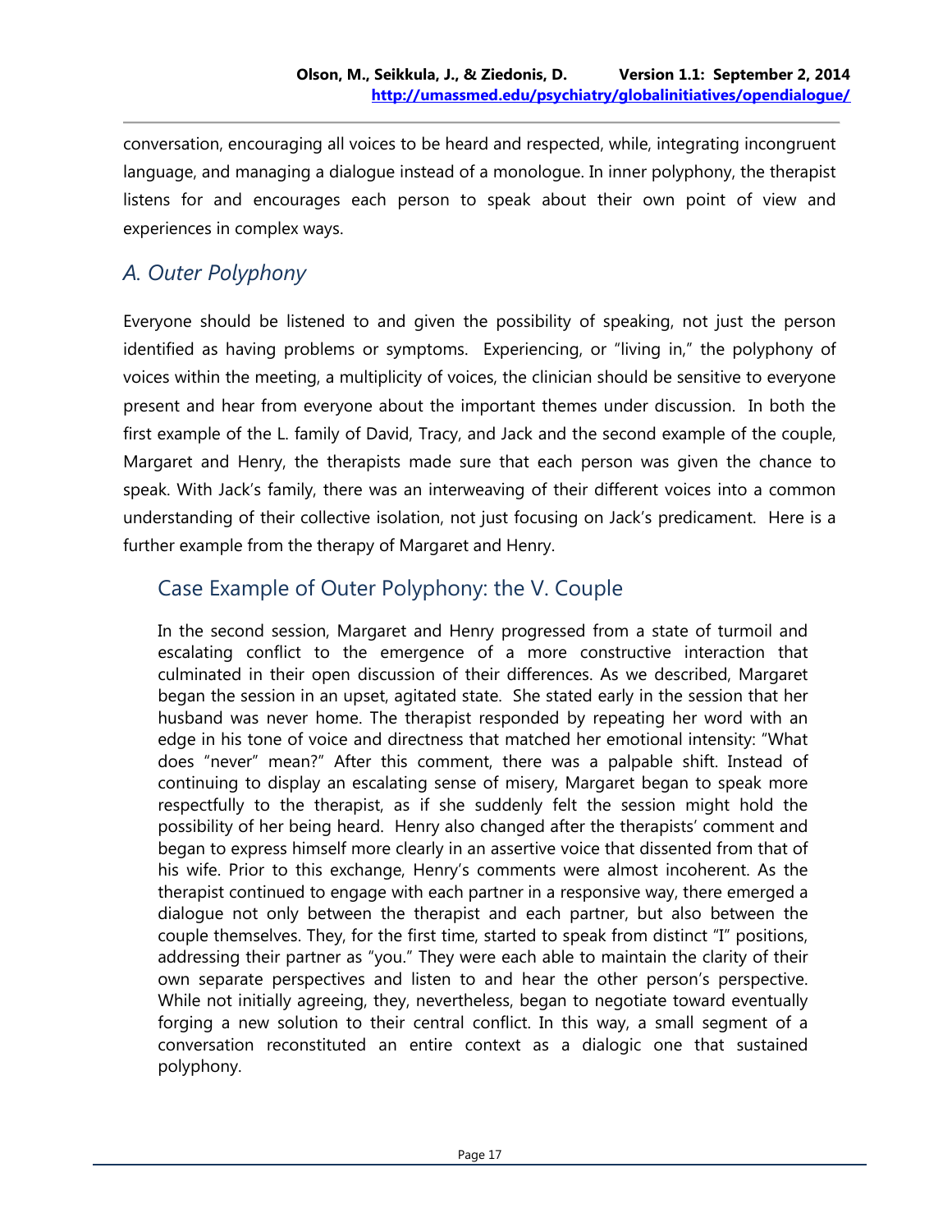conversation, encouraging all voices to be heard and respected, while, integrating incongruent language, and managing a dialogue instead of a monologue. In inner polyphony, the therapist listens for and encourages each person to speak about their own point of view and experiences in complex ways.

## *A. Outer Polyphony*

Everyone should be listened to and given the possibility of speaking, not just the person identified as having problems or symptoms. Experiencing, or "living in," the polyphony of voices within the meeting, a multiplicity of voices, the clinician should be sensitive to everyone present and hear from everyone about the important themes under discussion. In both the first example of the L. family of David, Tracy, and Jack and the second example of the couple, Margaret and Henry, the therapists made sure that each person was given the chance to speak. With Jack's family, there was an interweaving of their different voices into a common understanding of their collective isolation, not just focusing on Jack's predicament. Here is a further example from the therapy of Margaret and Henry.

### Case Example of Outer Polyphony: the V. Couple

In the second session, Margaret and Henry progressed from a state of turmoil and escalating conflict to the emergence of a more constructive interaction that culminated in their open discussion of their differences. As we described, Margaret began the session in an upset, agitated state. She stated early in the session that her husband was never home. The therapist responded by repeating her word with an edge in his tone of voice and directness that matched her emotional intensity: "What does "never" mean?" After this comment, there was a palpable shift. Instead of continuing to display an escalating sense of misery, Margaret began to speak more respectfully to the therapist, as if she suddenly felt the session might hold the possibility of her being heard. Henry also changed after the therapists' comment and began to express himself more clearly in an assertive voice that dissented from that of his wife. Prior to this exchange, Henry's comments were almost incoherent. As the therapist continued to engage with each partner in a responsive way, there emerged a dialogue not only between the therapist and each partner, but also between the couple themselves. They, for the first time, started to speak from distinct "I" positions, addressing their partner as "you." They were each able to maintain the clarity of their own separate perspectives and listen to and hear the other person's perspective. While not initially agreeing, they, nevertheless, began to negotiate toward eventually forging a new solution to their central conflict. In this way, a small segment of a conversation reconstituted an entire context as a dialogic one that sustained polyphony.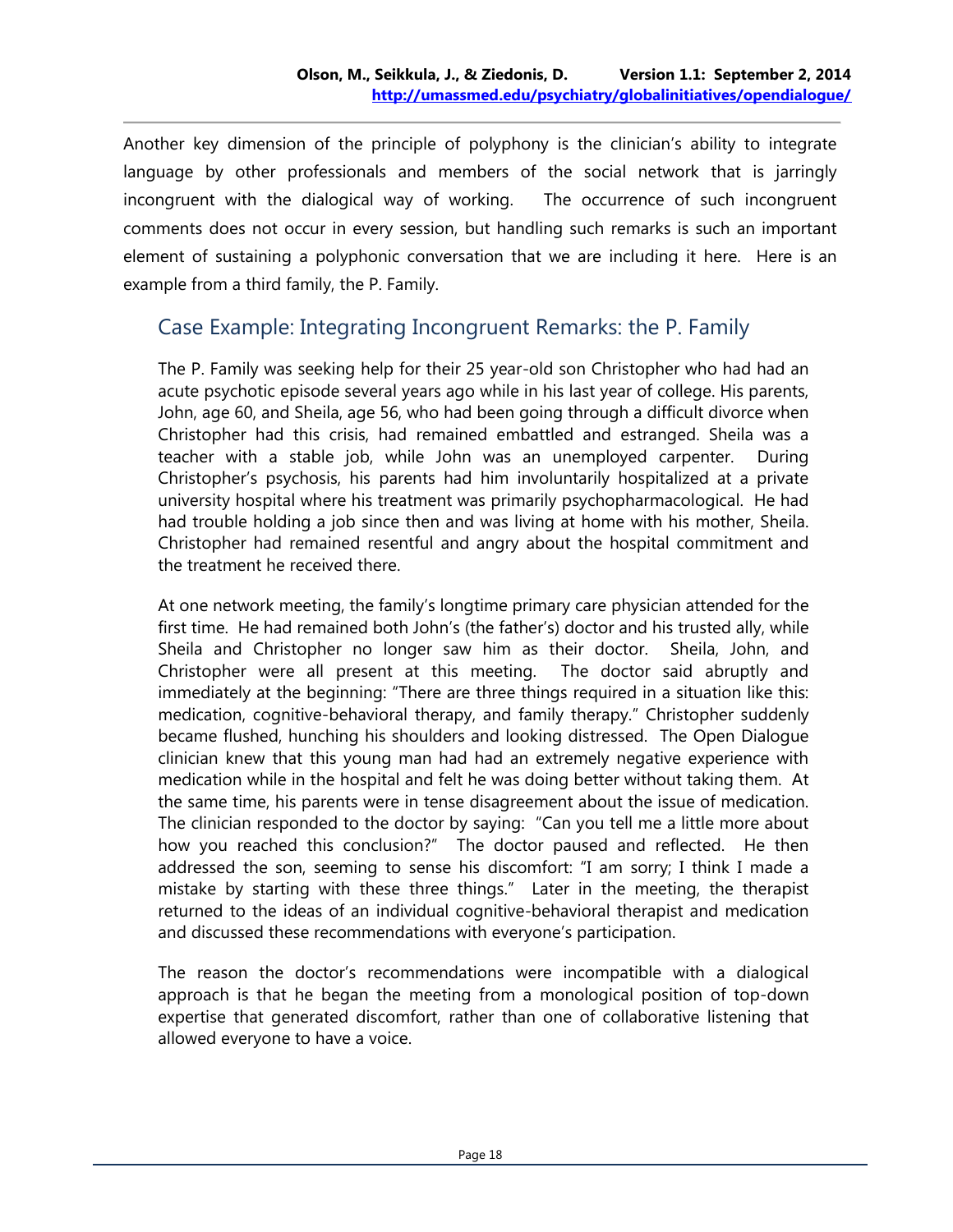Another key dimension of the principle of polyphony is the clinician's ability to integrate language by other professionals and members of the social network that is jarringly incongruent with the dialogical way of working. The occurrence of such incongruent comments does not occur in every session, but handling such remarks is such an important element of sustaining a polyphonic conversation that we are including it here. Here is an example from a third family, the P. Family.

## Case Example: Integrating Incongruent Remarks: the P. Family

The P. Family was seeking help for their 25 year-old son Christopher who had had an acute psychotic episode several years ago while in his last year of college. His parents, John, age 60, and Sheila, age 56, who had been going through a difficult divorce when Christopher had this crisis, had remained embattled and estranged. Sheila was a teacher with a stable job, while John was an unemployed carpenter. During Christopher's psychosis, his parents had him involuntarily hospitalized at a private university hospital where his treatment was primarily psychopharmacological. He had had trouble holding a job since then and was living at home with his mother, Sheila. Christopher had remained resentful and angry about the hospital commitment and the treatment he received there.

At one network meeting, the family's longtime primary care physician attended for the first time. He had remained both John's (the father's) doctor and his trusted ally, while Sheila and Christopher no longer saw him as their doctor. Sheila, John, and Christopher were all present at this meeting. The doctor said abruptly and immediately at the beginning: "There are three things required in a situation like this: medication, cognitive-behavioral therapy, and family therapy." Christopher suddenly became flushed, hunching his shoulders and looking distressed. The Open Dialogue clinician knew that this young man had had an extremely negative experience with medication while in the hospital and felt he was doing better without taking them. At the same time, his parents were in tense disagreement about the issue of medication. The clinician responded to the doctor by saying: "Can you tell me a little more about how you reached this conclusion?" The doctor paused and reflected. He then addressed the son, seeming to sense his discomfort: "I am sorry; I think I made a mistake by starting with these three things." Later in the meeting, the therapist returned to the ideas of an individual cognitive-behavioral therapist and medication and discussed these recommendations with everyone's participation.

The reason the doctor's recommendations were incompatible with a dialogical approach is that he began the meeting from a monological position of top-down expertise that generated discomfort, rather than one of collaborative listening that allowed everyone to have a voice.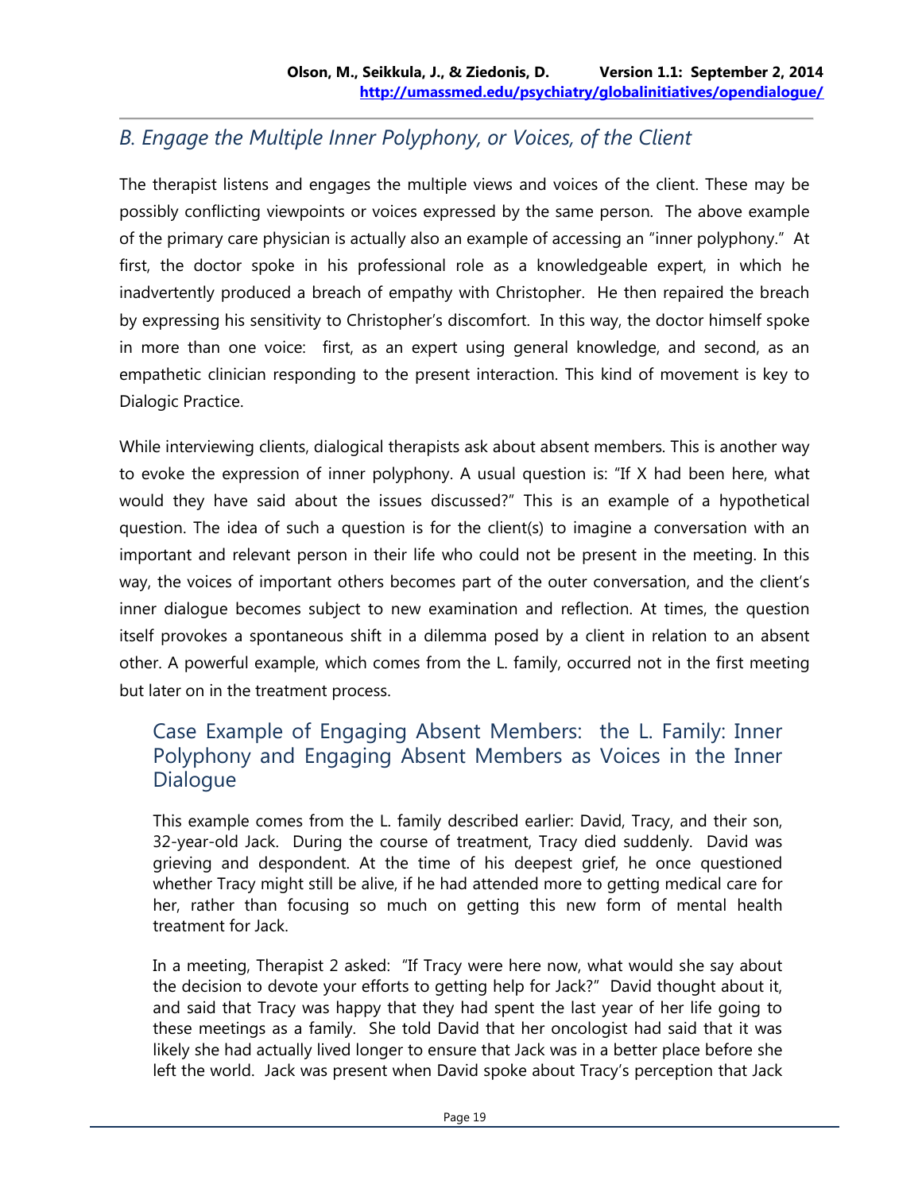## B. Engage the Multiple Inner Polyphony, or Voices, of the Client

The therapist listens and engages the multiple views and voices of the client. These may be possibly conflicting viewpoints or voices expressed by the same person. The above example of the primary care physician is actually also an example of accessing an "inner polyphony." At first, the doctor spoke in his professional role as a knowledgeable expert, in which he inadvertently produced a breach of empathy with Christopher. He then repaired the breach by expressing his sensitivity to Christopher's discomfort. In this way, the doctor himself spoke in more than one voice: first, as an expert using general knowledge, and second, as an empathetic clinician responding to the present interaction. This kind of movement is key to Dialogic Practice.

While interviewing clients, dialogical therapists ask about absent members. This is another way to evoke the expression of inner polyphony. A usual question is: "If X had been here, what would they have said about the issues discussed?" This is an example of a hypothetical question. The idea of such a question is for the client(s) to imagine a conversation with an important and relevant person in their life who could not be present in the meeting. In this way, the voices of important others becomes part of the outer conversation, and the client's inner dialogue becomes subject to new examination and reflection. At times, the question itself provokes a spontaneous shift in a dilemma posed by a client in relation to an absent other. A powerful example, which comes from the L. family, occurred not in the first meeting but later on in the treatment process.

### Case Example of Engaging Absent Members: the L. Family: Inner Polyphony and Engaging Absent Members as Voices in the Inner Dialogue

This example comes from the L. family described earlier: David, Tracy, and their son, 32-year-old Jack. During the course of treatment, Tracy died suddenly. David was grieving and despondent. At the time of his deepest grief, he once questioned whether Tracy might still be alive, if he had attended more to getting medical care for her, rather than focusing so much on getting this new form of mental health treatment for Jack.

In a meeting, Therapist 2 asked: "If Tracy were here now, what would she say about the decision to devote your efforts to getting help for Jack?" David thought about it, and said that Tracy was happy that they had spent the last year of her life going to these meetings as a family. She told David that her oncologist had said that it was likely she had actually lived longer to ensure that Jack was in a better place before she left the world. Jack was present when David spoke about Tracy's perception that Jack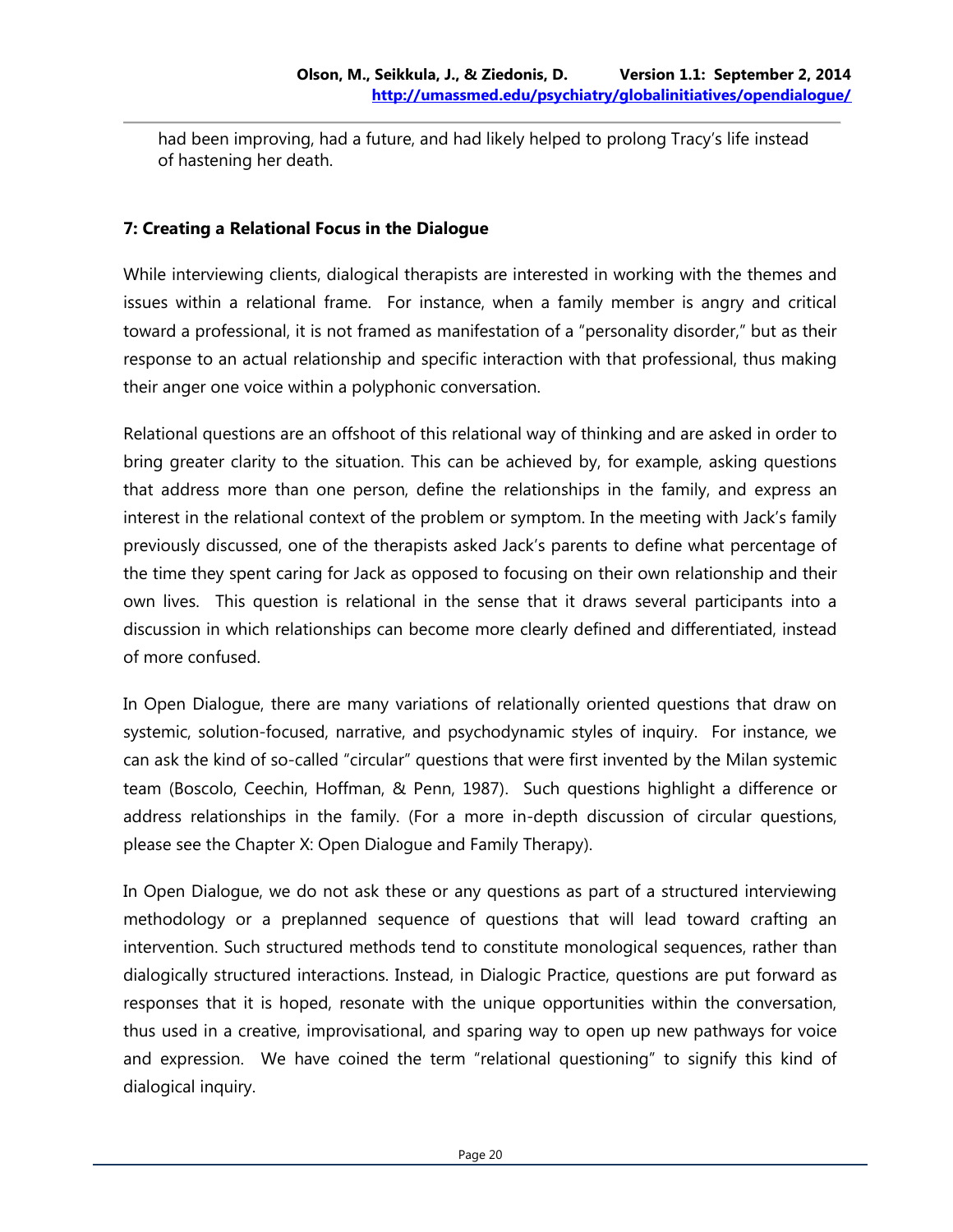had been improving, had a future, and had likely helped to prolong Tracy's life instead of hastening her death.

### 7: Creating a Relational Focus in the Dialogue

While interviewing clients, dialogical therapists are interested in working with the themes and issues within a relational frame. For instance, when a family member is angry and critical toward a professional, it is not framed as manifestation of a "personality disorder," but as their response to an actual relationship and specific interaction with that professional, thus making their anger one voice within a polyphonic conversation.

Relational questions are an offshoot of this relational way of thinking and are asked in order to bring greater clarity to the situation. This can be achieved by, for example, asking questions that address more than one person, define the relationships in the family, and express an interest in the relational context of the problem or symptom. In the meeting with Jack's family previously discussed, one of the therapists asked Jack's parents to define what percentage of the time they spent caring for Jack as opposed to focusing on their own relationship and their own lives. This question is relational in the sense that it draws several participants into a discussion in which relationships can become more clearly defined and differentiated, instead of more confused.

In Open Dialogue, there are many variations of relationally oriented questions that draw on systemic, solution-focused, narrative, and psychodynamic styles of inquiry. For instance, we can ask the kind of so-called "circular" questions that were first invented by the Milan systemic team (Boscolo, Ceechin, Hoffman, & Penn, 1987). Such questions highlight a difference or address relationships in the family. (For a more in-depth discussion of circular questions, please see the Chapter X: Open Dialogue and Family Therapy).

In Open Dialogue, we do not ask these or any questions as part of a structured interviewing methodology or a preplanned sequence of questions that will lead toward crafting an intervention. Such structured methods tend to constitute monological sequences, rather than dialogically structured interactions. Instead, in Dialogic Practice, questions are put forward as responses that it is hoped, resonate with the unique opportunities within the conversation, thus used in a creative, improvisational, and sparing way to open up new pathways for voice and expression. We have coined the term "relational questioning" to signify this kind of dialogical inquiry.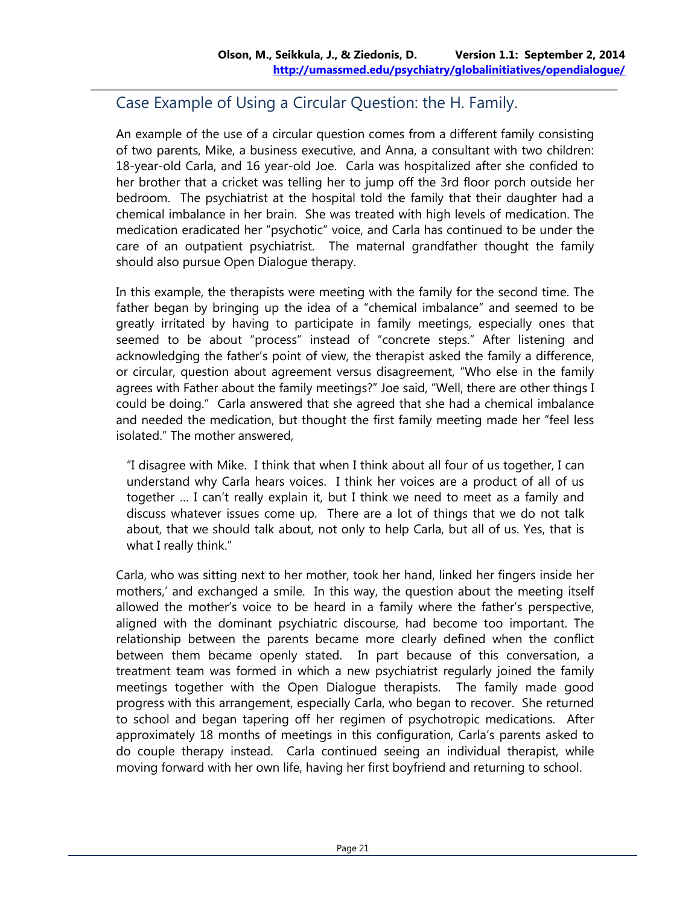## Case Example of Using a Circular Question: the H. Family.

An example of the use of a circular question comes from a different family consisting of two parents, Mike, a business executive, and Anna, a consultant with two children: 18-year-old Carla, and 16 year-old Joe. Carla was hospitalized after she confided to her brother that a cricket was telling her to jump off the 3rd floor porch outside her bedroom. The psychiatrist at the hospital told the family that their daughter had a chemical imbalance in her brain. She was treated with high levels of medication. The medication eradicated her "psychotic" voice, and Carla has continued to be under the care of an outpatient psychiatrist. The maternal grandfather thought the family should also pursue Open Dialogue therapy.

In this example, the therapists were meeting with the family for the second time. The father began by bringing up the idea of a "chemical imbalance" and seemed to be greatly irritated by having to participate in family meetings, especially ones that seemed to be about "process" instead of "concrete steps." After listening and acknowledging the father's point of view, the therapist asked the family a difference, or circular, question about agreement versus disagreement, "Who else in the family agrees with Father about the family meetings?" Joe said, "Well, there are other things I could be doing." Carla answered that she agreed that she had a chemical imbalance and needed the medication, but thought the first family meeting made her "feel less isolated." The mother answered,

> "I disagree with Mike. I think that when I think about all four of us together, I can understand why Carla hears voices. I think her voices are a product of all of us together … I can't really explain it, but I think we need to meet as a family and discuss whatever issues come up. There are a lot of things that we do not talk about, that we should talk about, not only to help Carla, but all of us. Yes, that is what I really think."

Carla, who was sitting next to her mother, took her hand, linked her fingers inside her mothers,' and exchanged a smile. In this way, the question about the meeting itself allowed the mother's voice to be heard in a family where the father's perspective, aligned with the dominant psychiatric discourse, had become too important. The relationship between the parents became more clearly defined when the conflict between them became openly stated. In part because of this conversation, a treatment team was formed in which a new psychiatrist regularly joined the family meetings together with the Open Dialogue therapists. The family made good progress with this arrangement, especially Carla, who began to recover. She returned to school and began tapering off her regimen of psychotropic medications. After approximately 18 months of meetings in this configuration, Carla's parents asked to do couple therapy instead. Carla continued seeing an individual therapist, while moving forward with her own life, having her first boyfriend and returning to school.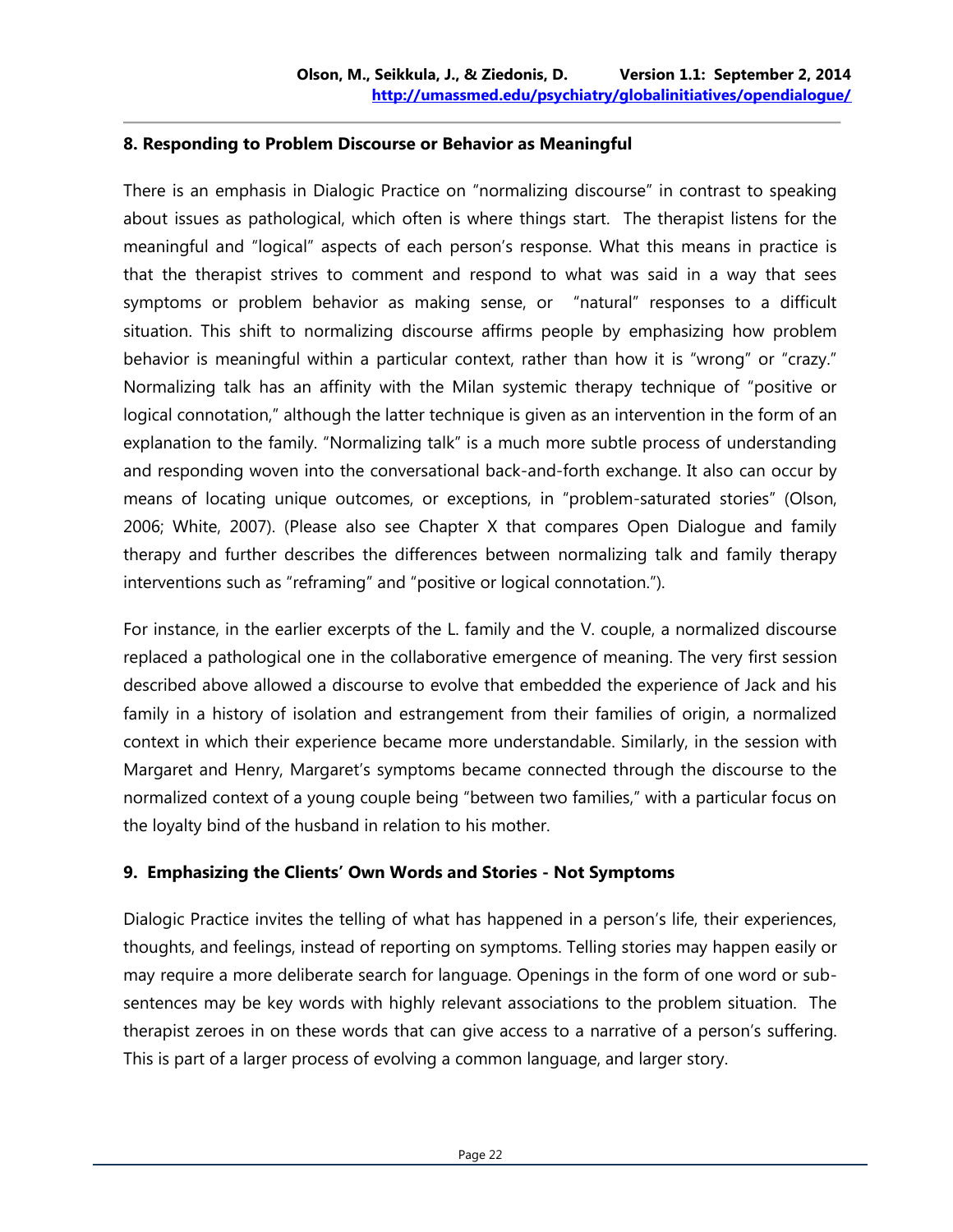**8. Responding to Problem Discourse or Behavior as Meaningful**

There is an emphasis in Dialogic Practice on "normalizing discourse" in contrast to speaking about issues as pathological, which often is where things start. The therapist listens for the meaningful and "logical" aspects of each person's response. What this means in practice is that the therapist strives to comment and respond to what was said in a way that sees symptoms or problem behavior as making sense, or "natural" responses to a difficult situation. This shift to normalizing discourse affirms people by emphasizing how problem behavior is meaningful within a particular context, rather than how it is "wrong" or "crazy." Normalizing talk has an affinity with the Milan systemic therapy technique of "positive or logical connotation," although the latter technique is given as an intervention in the form of an explanation to the family. "Normalizing talk" is a much more subtle process of understanding and responding woven into the conversational back-and-forth exchange. It also can occur by means of locating unique outcomes, or exceptions, in "problem-saturated stories" (Olson, 2006; White, 2007). (Please also see Chapter X that compares Open Dialogue and family therapy and further describes the differences between normalizing talk and family therapy interventions such as "reframing" and "positive or logical connotation.").

For instance, in the earlier excerpts of the L. family and the V. couple, a normalized discourse replaced a pathological one in the collaborative emergence of meaning. The very first session described above allowed a discourse to evolve that embedded the experience of Jack and his family in a history of isolation and estrangement from their families of origin, a normalized context in which their experience became more understandable. Similarly, in the session with Margaret and Henry, Margaret's symptoms became connected through the discourse to the normalized context of a young couple being "between two families," with a particular focus on the loyalty bind of the husband in relation to his mother.

**9. Emphasizing the Clients' Own Words and Stories - Not Symptoms**

Dialogic Practice invites the telling of what has happened in a person's life, their experiences, thoughts, and feelings, instead of reporting on symptoms. Telling stories may happen easily or may require a more deliberate search for language. Openings in the form of one word or sub-sentences may be key words with highly relevant associations to the problem situation. The therapist zeroes in on these words that can give access to a narrative of a person's suffering. This is part of a larger process of evolving a common language, and larger story.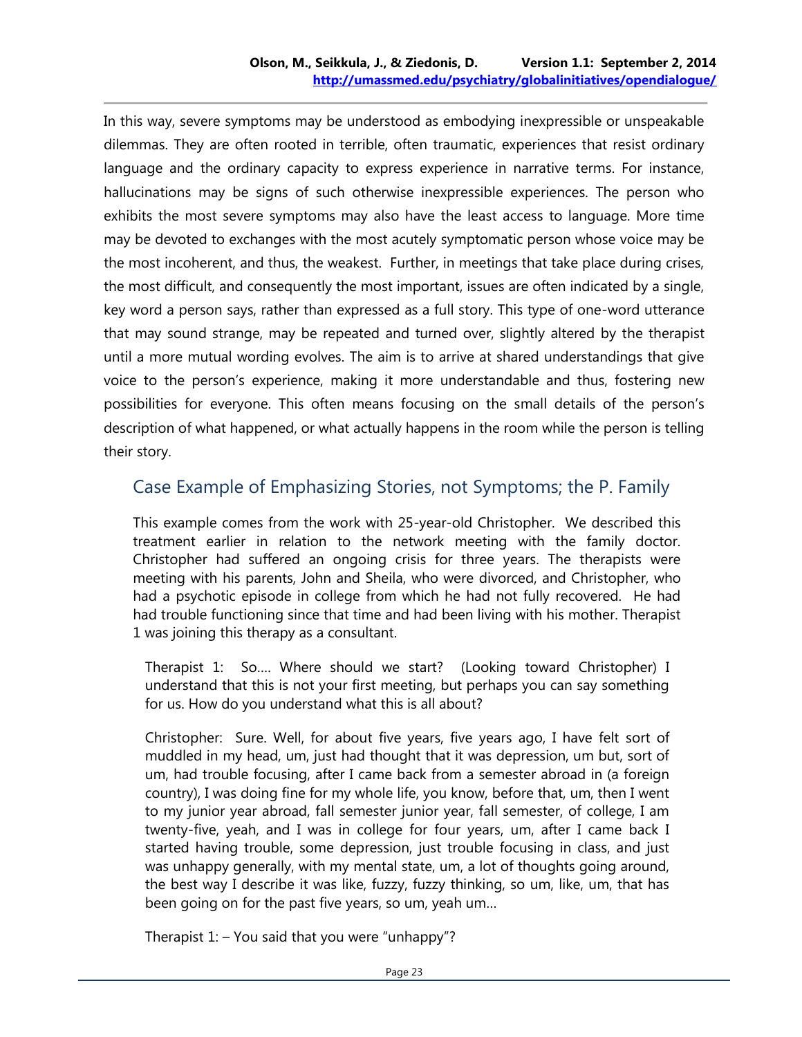In this way, severe symptoms may be understood as embodying inexpressible or unspeakable dilemmas. They are often rooted in terrible, often traumatic, experiences that resist ordinary language and the ordinary capacity to express experience in narrative terms. For instance, hallucinations may be signs of such otherwise inexpressible experiences. The person who exhibits the most severe symptoms may also have the least access to language. More time may be devoted to exchanges with the most acutely symptomatic person whose voice may be the most incoherent, and thus, the weakest. Further, in meetings that take place during crises, the most difficult, and consequently the most important, issues are often indicated by a single, key word a person says, rather than expressed as a full story. This type of one-word utterance that may sound strange, may be repeated and turned over, slightly altered by the therapist until a more mutual wording evolves. The aim is to arrive at shared understandings that give voice to the person's experience, making it more understandable and thus, fostering new possibilities for everyone. This often means focusing on the small details of the person's description of what happened, or what actually happens in the room while the person is telling their story.

## Case Example of Emphasizing Stories, not Symptoms; the P. Family

This example comes from the work with 25-year-old Christopher. We described this treatment earlier in relation to the network meeting with the family doctor. Christopher had suffered an ongoing crisis for three years. The therapists were meeting with his parents, John and Sheila, who were divorced, and Christopher, who had a psychotic episode in college from which he had not fully recovered. He had had trouble functioning since that time and had been living with his mother. Therapist 1 was joining this therapy as a consultant.

Therapist 1: So…. Where should we start? (Looking toward Christopher) I understand that this is not your first meeting, but perhaps you can say something for us. How do you understand what this is all about?

Christopher: Sure. Well, for about five years, five years ago, I have felt sort of muddled in my head, um, just had thought that it was depression, um but, sort of um, had trouble focusing, after I came back from a semester abroad in (a foreign country), I was doing fine for my whole life, you know, before that, um, then I went to my junior year abroad, fall semester junior year, fall semester, of college, I am twenty-five, yeah, and I was in college for four years, um, after I came back I started having trouble, some depression, just trouble focusing in class, and just was unhappy generally, with my mental state, um, a lot of thoughts going around, the best way I describe it was like, fuzzy, fuzzy thinking, so um, like, um, that has been going on for the past five years, so um, yeah um…

Therapist 1: – You said that you were "unhappy"?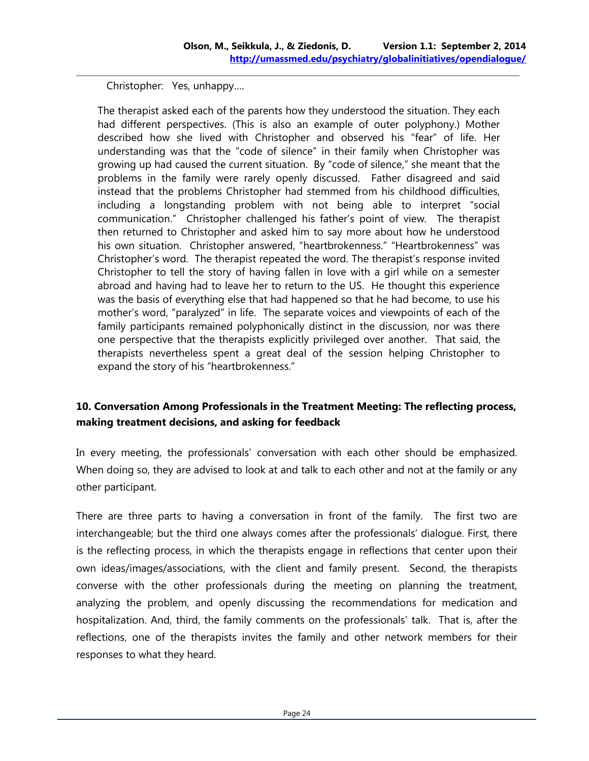Christopher: Yes, unhappy….

> The therapist asked each of the parents how they understood the situation. They each had different perspectives. (This is also an example of outer polyphony.) Mother described how she lived with Christopher and observed his "fear" of life. Her understanding was that the "code of silence" in their family when Christopher was growing up had caused the current situation. By "code of silence," she meant that the problems in the family were rarely openly discussed. Father disagreed and said instead that the problems Christopher had stemmed from his childhood difficulties, including a longstanding problem with not being able to interpret "social communication." Christopher challenged his father's point of view. The therapist then returned to Christopher and asked him to say more about how he understood his own situation. Christopher answered, "heartbrokenness." "Heartbrokenness" was Christopher's word. The therapist repeated the word. The therapist's response invited Christopher to tell the story of having fallen in love with a girl while on a semester abroad and having had to leave her to return to the US. He thought this experience was the basis of everything else that had happened so that he had become, to use his mother's word, "paralyzed" in life. The separate voices and viewpoints of each of the family participants remained polyphonically distinct in the discussion, nor was there one perspective that the therapists explicitly privileged over another. That said, the therapists nevertheless spent a great deal of the session helping Christopher to expand the story of his "heartbrokenness."

## 10. Conversation Among Professionals in the Treatment Meeting: The reflecting process, making treatment decisions, and asking for feedback

In every meeting, the professionals' conversation with each other should be emphasized. When doing so, they are advised to look at and talk to each other and not at the family or any other participant.

There are three parts to having a conversation in front of the family. The first two are interchangeable; but the third one always comes after the professionals' dialogue. First, there is the reflecting process, in which the therapists engage in reflections that center upon their own ideas/images/associations, with the client and family present. Second, the therapists converse with the other professionals during the meeting on planning the treatment, analyzing the problem, and openly discussing the recommendations for medication and hospitalization. And, third, the family comments on the professionals' talk. That is, after the reflections, one of the therapists invites the family and other network members for their responses to what they heard.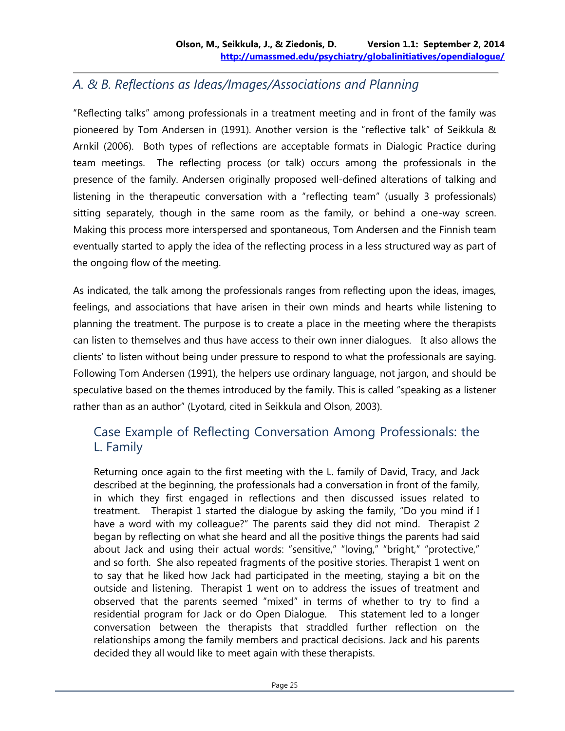## *A. & B. Reflections as Ideas/Images/Associations and Planning*

"Reflecting talks" among professionals in a treatment meeting and in front of the family was pioneered by Tom Andersen in (1991). Another version is the "reflective talk" of Seikkula & Arnkil (2006). Both types of reflections are acceptable formats in Dialogic Practice during team meetings. The reflecting process (or talk) occurs among the professionals in the presence of the family. Andersen originally proposed well-defined alterations of talking and listening in the therapeutic conversation with a "reflecting team" (usually 3 professionals) sitting separately, though in the same room as the family, or behind a one-way screen. Making this process more interspersed and spontaneous, Tom Andersen and the Finnish team eventually started to apply the idea of the reflecting process in a less structured way as part of the ongoing flow of the meeting.

As indicated, the talk among the professionals ranges from reflecting upon the ideas, images, feelings, and associations that have arisen in their own minds and hearts while listening to planning the treatment. The purpose is to create a place in the meeting where the therapists can listen to themselves and thus have access to their own inner dialogues. It also allows the clients' to listen without being under pressure to respond to what the professionals are saying. Following Tom Andersen (1991), the helpers use ordinary language, not jargon, and should be speculative based on the themes introduced by the family. This is called "speaking as a listener rather than as an author" (Lyotard, cited in Seikkula and Olson, 2003).

### Case Example of Reflecting Conversation Among Professionals: the L. Family

Returning once again to the first meeting with the L. family of David, Tracy, and Jack described at the beginning, the professionals had a conversation in front of the family, in which they first engaged in reflections and then discussed issues related to treatment. Therapist 1 started the dialogue by asking the family, "Do you mind if I have a word with my colleague?" The parents said they did not mind. Therapist 2 began by reflecting on what she heard and all the positive things the parents had said about Jack and using their actual words: "sensitive," "loving," "bright," "protective," and so forth. She also repeated fragments of the positive stories. Therapist 1 went on to say that he liked how Jack had participated in the meeting, staying a bit on the outside and listening. Therapist 1 went on to address the issues of treatment and observed that the parents seemed "mixed" in terms of whether to try to find a residential program for Jack or do Open Dialogue. This statement led to a longer conversation between the therapists that straddled further reflection on the relationships among the family members and practical decisions. Jack and his parents decided they all would like to meet again with these therapists.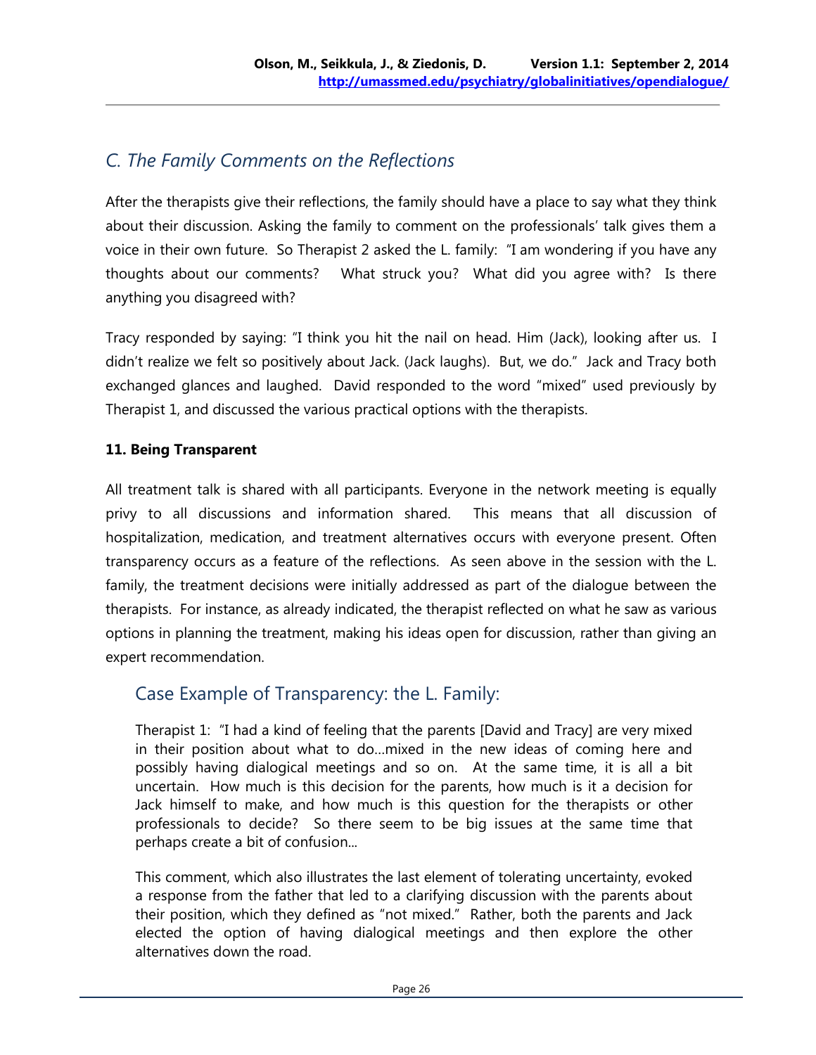## *C. The Family Comments on the Reflections*

After the therapists give their reflections, the family should have a place to say what they think about their discussion. Asking the family to comment on the professionals' talk gives them a voice in their own future. So Therapist 2 asked the L. family: "I am wondering if you have any thoughts about our comments? What struck you? What did you agree with? Is there anything you disagreed with?

Tracy responded by saying: "I think you hit the nail on head. Him (Jack), looking after us. I didn't realize we felt so positively about Jack. (Jack laughs). But, we do." Jack and Tracy both exchanged glances and laughed. David responded to the word "mixed" used previously by Therapist 1, and discussed the various practical options with the therapists.

### 11. Being Transparent

All treatment talk is shared with all participants. Everyone in the network meeting is equally privy to all discussions and information shared. This means that all discussion of hospitalization, medication, and treatment alternatives occurs with everyone present. Often transparency occurs as a feature of the reflections. As seen above in the session with the L. family, the treatment decisions were initially addressed as part of the dialogue between the therapists. For instance, as already indicated, the therapist reflected on what he saw as various options in planning the treatment, making his ideas open for discussion, rather than giving an expert recommendation.

## Case Example of Transparency: the L. Family:

> Therapist 1: "I had a kind of feeling that the parents [David and Tracy] are very mixed in their position about what to do...mixed in the new ideas of coming here and possibly having dialogical meetings and so on. At the same time, it is all a bit uncertain. How much is this decision for the parents, how much is it a decision for Jack himself to make, and how much is this question for the therapists or other professionals to decide? So there seem to be big issues at the same time that perhaps create a bit of confusion...
>
> This comment, which also illustrates the last element of tolerating uncertainty, evoked a response from the father that led to a clarifying discussion with the parents about their position, which they defined as "not mixed." Rather, both the parents and Jack elected the option of having dialogical meetings and then explore the other alternatives down the road.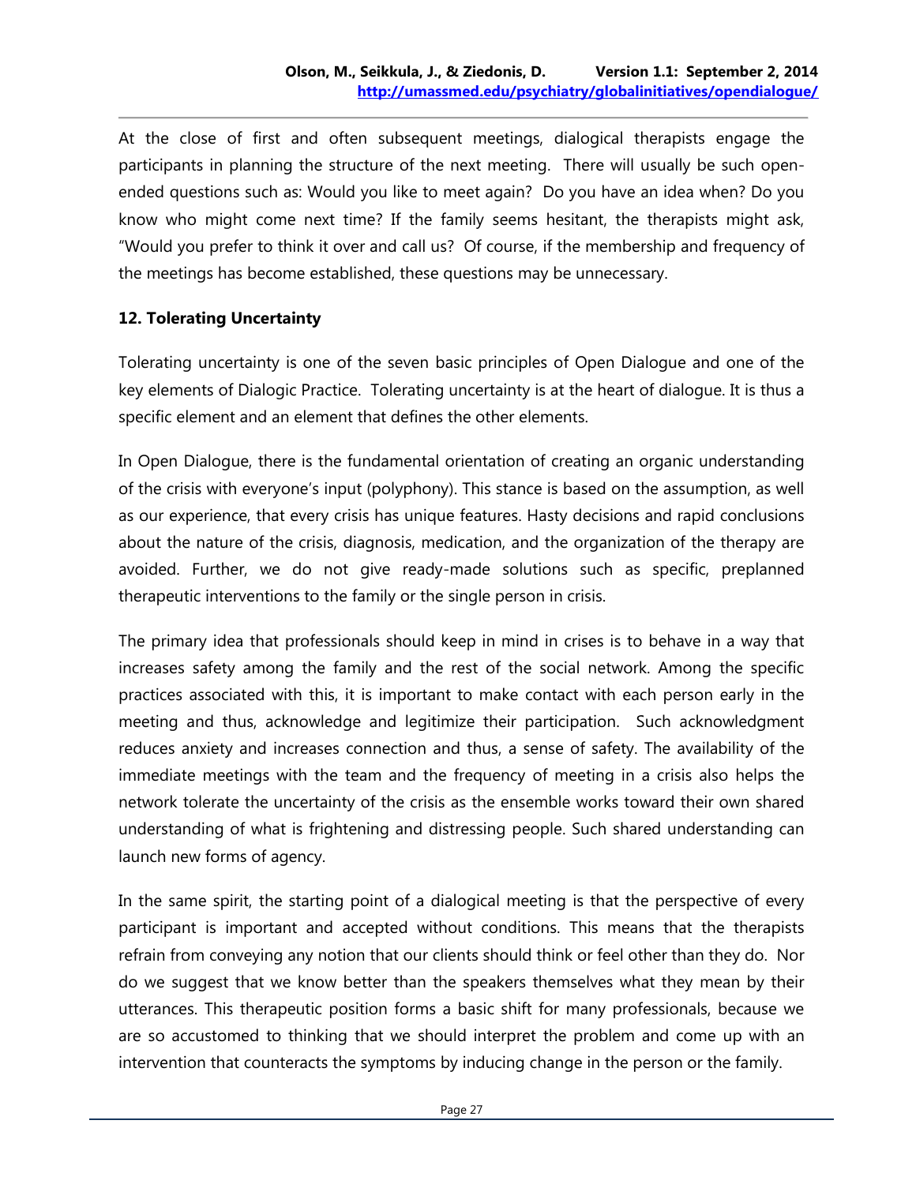At the close of first and often subsequent meetings, dialogical therapists engage the participants in planning the structure of the next meeting. There will usually be such open-ended questions such as: Would you like to meet again? Do you have an idea when? Do you know who might come next time? If the family seems hesitant, the therapists might ask, "Would you prefer to think it over and call us? Of course, if the membership and frequency of the meetings has become established, these questions may be unnecessary.

### 12. Tolerating Uncertainty

Tolerating uncertainty is one of the seven basic principles of Open Dialogue and one of the key elements of Dialogic Practice. Tolerating uncertainty is at the heart of dialogue. It is thus a specific element and an element that defines the other elements.

In Open Dialogue, there is the fundamental orientation of creating an organic understanding of the crisis with everyone's input (polyphony). This stance is based on the assumption, as well as our experience, that every crisis has unique features. Hasty decisions and rapid conclusions about the nature of the crisis, diagnosis, medication, and the organization of the therapy are avoided. Further, we do not give ready-made solutions such as specific, preplanned therapeutic interventions to the family or the single person in crisis.

The primary idea that professionals should keep in mind in crises is to behave in a way that increases safety among the family and the rest of the social network. Among the specific practices associated with this, it is important to make contact with each person early in the meeting and thus, acknowledge and legitimize their participation. Such acknowledgment reduces anxiety and increases connection and thus, a sense of safety. The availability of the immediate meetings with the team and the frequency of meeting in a crisis also helps the network tolerate the uncertainty of the crisis as the ensemble works toward their own shared understanding of what is frightening and distressing people. Such shared understanding can launch new forms of agency.

In the same spirit, the starting point of a dialogical meeting is that the perspective of every participant is important and accepted without conditions. This means that the therapists refrain from conveying any notion that our clients should think or feel other than they do. Nor do we suggest that we know better than the speakers themselves what they mean by their utterances. This therapeutic position forms a basic shift for many professionals, because we are so accustomed to thinking that we should interpret the problem and come up with an intervention that counteracts the symptoms by inducing change in the person or the family.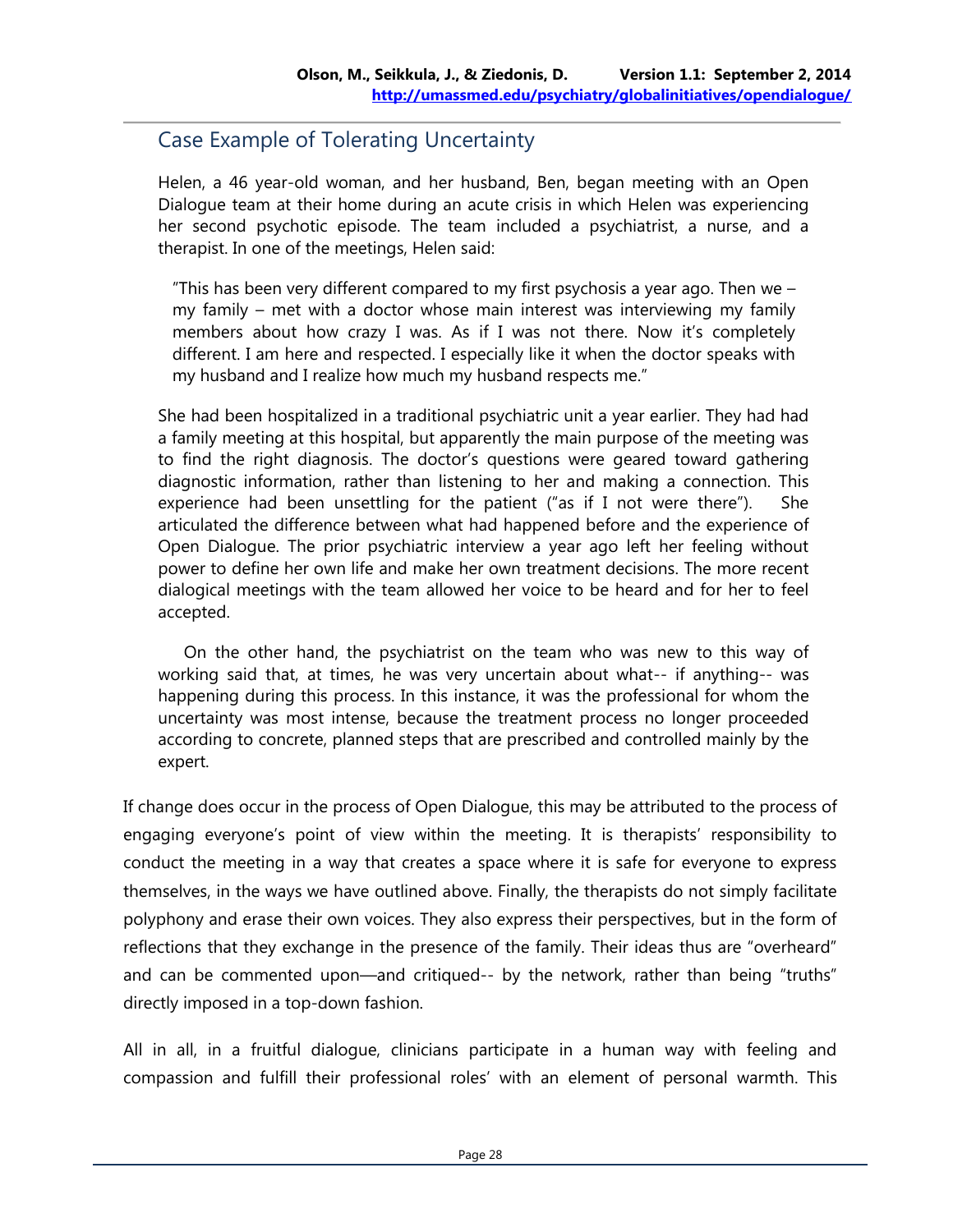## Case Example of Tolerating Uncertainty

Helen, a 46 year-old woman, and her husband, Ben, began meeting with an Open Dialogue team at their home during an acute crisis in which Helen was experiencing her second psychotic episode. The team included a psychiatrist, a nurse, and a therapist. In one of the meetings, Helen said:

> "This has been very different compared to my first psychosis a year ago. Then we – my family – met with a doctor whose main interest was interviewing my family members about how crazy I was. As if I was not there. Now it's completely different. I am here and respected. I especially like it when the doctor speaks with my husband and I realize how much my husband respects me."

She had been hospitalized in a traditional psychiatric unit a year earlier. They had had a family meeting at this hospital, but apparently the main purpose of the meeting was to find the right diagnosis. The doctor's questions were geared toward gathering diagnostic information, rather than listening to her and making a connection. This experience had been unsettling for the patient ("as if I not were there"). She articulated the difference between what had happened before and the experience of Open Dialogue. The prior psychiatric interview a year ago left her feeling without power to define her own life and make her own treatment decisions. The more recent dialogical meetings with the team allowed her voice to be heard and for her to feel accepted.

On the other hand, the psychiatrist on the team who was new to this way of working said that, at times, he was very uncertain about what-- if anything-- was happening during this process. In this instance, it was the professional for whom the uncertainty was most intense, because the treatment process no longer proceeded according to concrete, planned steps that are prescribed and controlled mainly by the expert.

If change does occur in the process of Open Dialogue, this may be attributed to the process of engaging everyone's point of view within the meeting. It is therapists' responsibility to conduct the meeting in a way that creates a space where it is safe for everyone to express themselves, in the ways we have outlined above. Finally, the therapists do not simply facilitate polyphony and erase their own voices. They also express their perspectives, but in the form of reflections that they exchange in the presence of the family. Their ideas thus are "overheard" and can be commented upon—and critiqued-- by the network, rather than being "truths" directly imposed in a top-down fashion.

All in all, in a fruitful dialogue, clinicians participate in a human way with feeling and compassion and fulfill their professional roles' with an element of personal warmth. This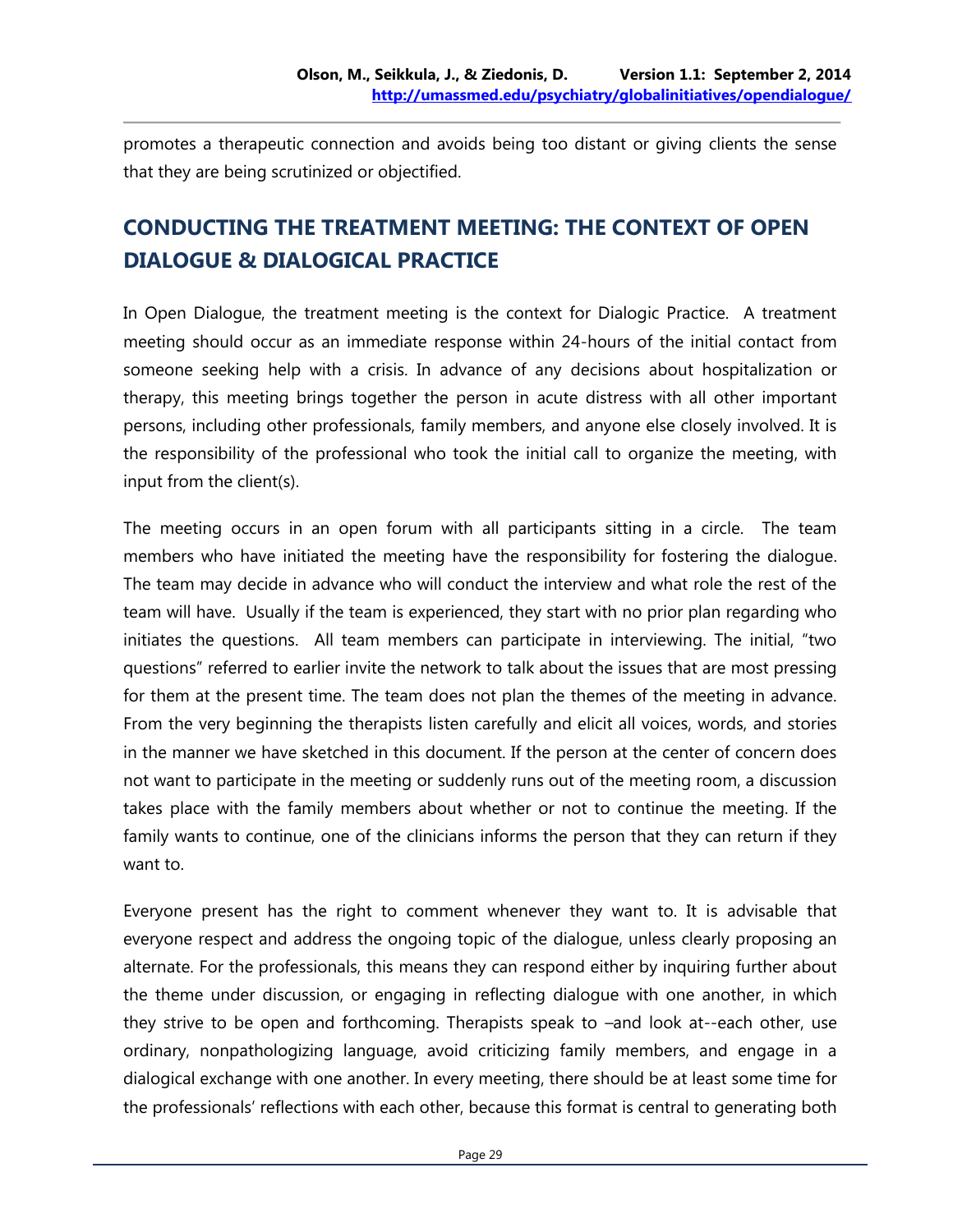promotes a therapeutic connection and avoids being too distant or giving clients the sense that they are being scrutinized or objectified.

## CONDUCTING THE TREATMENT MEETING: THE CONTEXT OF OPEN DIALOGUE & DIALOGICAL PRACTICE

In Open Dialogue, the treatment meeting is the context for Dialogic Practice. A treatment meeting should occur as an immediate response within 24-hours of the initial contact from someone seeking help with a crisis. In advance of any decisions about hospitalization or therapy, this meeting brings together the person in acute distress with all other important persons, including other professionals, family members, and anyone else closely involved. It is the responsibility of the professional who took the initial call to organize the meeting, with input from the client(s).

The meeting occurs in an open forum with all participants sitting in a circle. The team members who have initiated the meeting have the responsibility for fostering the dialogue. The team may decide in advance who will conduct the interview and what role the rest of the team will have. Usually if the team is experienced, they start with no prior plan regarding who initiates the questions. All team members can participate in interviewing. The initial, "two questions" referred to earlier invite the network to talk about the issues that are most pressing for them at the present time. The team does not plan the themes of the meeting in advance. From the very beginning the therapists listen carefully and elicit all voices, words, and stories in the manner we have sketched in this document. If the person at the center of concern does not want to participate in the meeting or suddenly runs out of the meeting room, a discussion takes place with the family members about whether or not to continue the meeting. If the family wants to continue, one of the clinicians informs the person that they can return if they want to.

Everyone present has the right to comment whenever they want to. It is advisable that everyone respect and address the ongoing topic of the dialogue, unless clearly proposing an alternate. For the professionals, this means they can respond either by inquiring further about the theme under discussion, or engaging in reflecting dialogue with one another, in which they strive to be open and forthcoming. Therapists speak to –and look at--each other, use ordinary, nonpathologizing language, avoid criticizing family members, and engage in a dialogical exchange with one another. In every meeting, there should be at least some time for the professionals' reflections with each other, because this format is central to generating both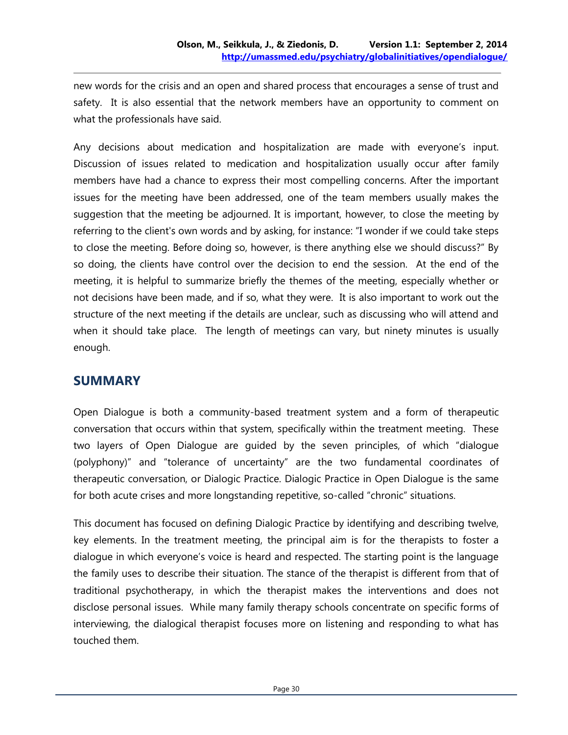new words for the crisis and an open and shared process that encourages a sense of trust and safety. It is also essential that the network members have an opportunity to comment on what the professionals have said.

Any decisions about medication and hospitalization are made with everyone's input. Discussion of issues related to medication and hospitalization usually occur after family members have had a chance to express their most compelling concerns. After the important issues for the meeting have been addressed, one of the team members usually makes the suggestion that the meeting be adjourned. It is important, however, to close the meeting by referring to the client's own words and by asking, for instance: "I wonder if we could take steps to close the meeting. Before doing so, however, is there anything else we should discuss?" By so doing, the clients have control over the decision to end the session. At the end of the meeting, it is helpful to summarize briefly the themes of the meeting, especially whether or not decisions have been made, and if so, what they were. It is also important to work out the structure of the next meeting if the details are unclear, such as discussing who will attend and when it should take place. The length of meetings can vary, but ninety minutes is usually enough.

## SUMMARY

Open Dialogue is both a community-based treatment system and a form of therapeutic conversation that occurs within that system, specifically within the treatment meeting. These two layers of Open Dialogue are guided by the seven principles, of which "dialogue (polyphony)" and "tolerance of uncertainty" are the two fundamental coordinates of therapeutic conversation, or Dialogic Practice. Dialogic Practice in Open Dialogue is the same for both acute crises and more longstanding repetitive, so-called "chronic" situations.

This document has focused on defining Dialogic Practice by identifying and describing twelve, key elements. In the treatment meeting, the principal aim is for the therapists to foster a dialogue in which everyone's voice is heard and respected. The starting point is the language the family uses to describe their situation. The stance of the therapist is different from that of traditional psychotherapy, in which the therapist makes the interventions and does not disclose personal issues. While many family therapy schools concentrate on specific forms of interviewing, the dialogical therapist focuses more on listening and responding to what has touched them.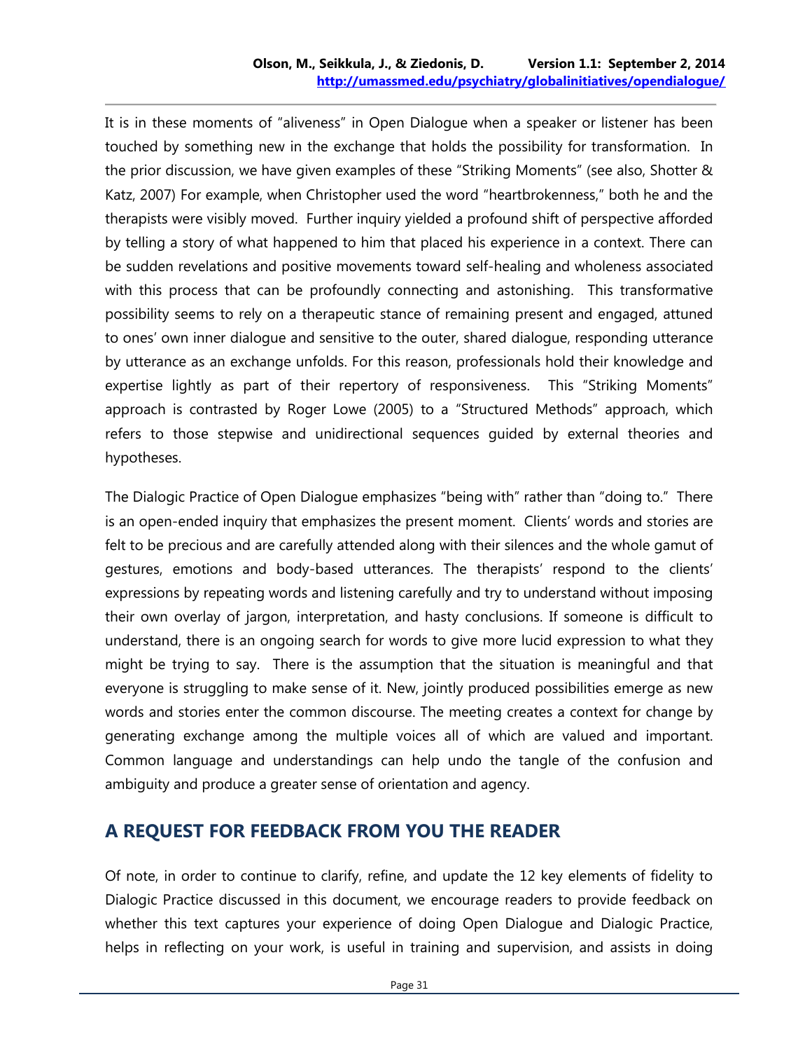It is in these moments of "aliveness" in Open Dialogue when a speaker or listener has been touched by something new in the exchange that holds the possibility for transformation. In the prior discussion, we have given examples of these "Striking Moments" (see also, Shotter & Katz, 2007) For example, when Christopher used the word "heartbrokenness," both he and the therapists were visibly moved. Further inquiry yielded a profound shift of perspective afforded by telling a story of what happened to him that placed his experience in a context. There can be sudden revelations and positive movements toward self-healing and wholeness associated with this process that can be profoundly connecting and astonishing. This transformative possibility seems to rely on a therapeutic stance of remaining present and engaged, attuned to ones' own inner dialogue and sensitive to the outer, shared dialogue, responding utterance by utterance as an exchange unfolds. For this reason, professionals hold their knowledge and expertise lightly as part of their repertory of responsiveness. This "Striking Moments" approach is contrasted by Roger Lowe (2005) to a "Structured Methods" approach, which refers to those stepwise and unidirectional sequences guided by external theories and hypotheses.

The Dialogic Practice of Open Dialogue emphasizes "being with" rather than "doing to." There is an open-ended inquiry that emphasizes the present moment. Clients' words and stories are felt to be precious and are carefully attended along with their silences and the whole gamut of gestures, emotions and body-based utterances. The therapists' respond to the clients' expressions by repeating words and listening carefully and try to understand without imposing their own overlay of jargon, interpretation, and hasty conclusions. If someone is difficult to understand, there is an ongoing search for words to give more lucid expression to what they might be trying to say. There is the assumption that the situation is meaningful and that everyone is struggling to make sense of it. New, jointly produced possibilities emerge as new words and stories enter the common discourse. The meeting creates a context for change by generating exchange among the multiple voices all of which are valued and important. Common language and understandings can help undo the tangle of the confusion and ambiguity and produce a greater sense of orientation and agency.

## A REQUEST FOR FEEDBACK FROM YOU THE READER

Of note, in order to continue to clarify, refine, and update the 12 key elements of fidelity to Dialogic Practice discussed in this document, we encourage readers to provide feedback on whether this text captures your experience of doing Open Dialogue and Dialogic Practice, helps in reflecting on your work, is useful in training and supervision, and assists in doing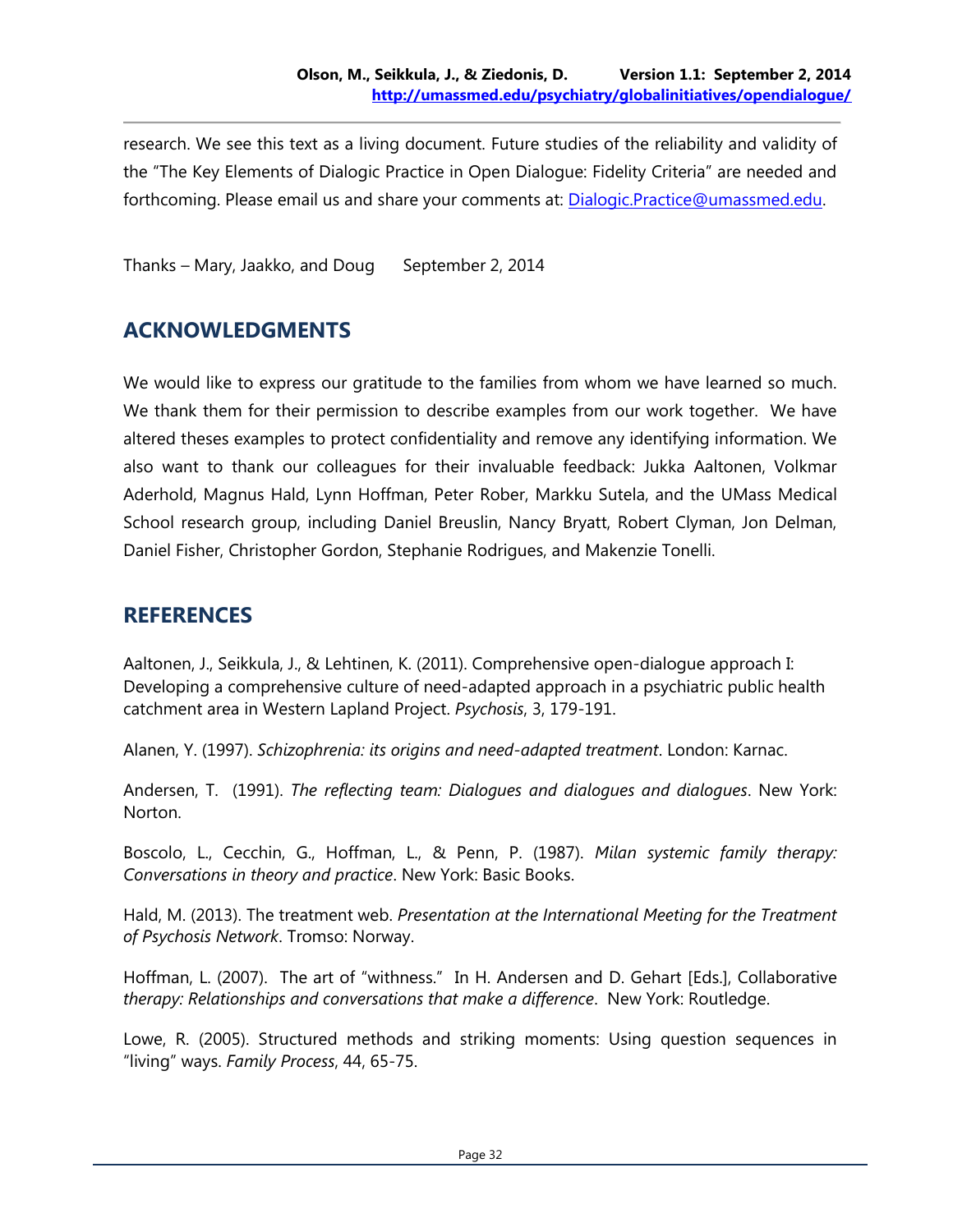research. We see this text as a living document. Future studies of the reliability and validity of the "The Key Elements of Dialogic Practice in Open Dialogue: Fidelity Criteria" are needed and forthcoming. Please email us and share your comments at: Dialogic.Practice@umassmed.edu.

Thanks – Mary, Jaakko, and Doug     September 2, 2014

## ACKNOWLEDGMENTS

We would like to express our gratitude to the families from whom we have learned so much. We thank them for their permission to describe examples from our work together. We have altered theses examples to protect confidentiality and remove any identifying information. We also want to thank our colleagues for their invaluable feedback: Jukka Aaltonen, Volkmar Aderhold, Magnus Hald, Lynn Hoffman, Peter Rober, Markku Sutela, and the UMass Medical School research group, including Daniel Breuslin, Nancy Bryatt, Robert Clyman, Jon Delman, Daniel Fisher, Christopher Gordon, Stephanie Rodrigues, and Makenzie Tonelli.

## REFERENCES

Aaltonen, J., Seikkula, J., & Lehtinen, K. (2011). Comprehensive open-dialogue approach I: Developing a comprehensive culture of need-adapted approach in a psychiatric public health catchment area in Western Lapland Project. *Psychosis*, 3, 179-191.

Alanen, Y. (1997). *Schizophrenia: its origins and need-adapted treatment*. London: Karnac.

Andersen, T. (1991). *The reflecting team: Dialogues and dialogues and dialogues*. New York: Norton.

Boscolo, L., Cecchin, G., Hoffman, L., & Penn, P. (1987). *Milan systemic family therapy: Conversations in theory and practice*. New York: Basic Books.

Hald, M. (2013). The treatment web. *Presentation at the International Meeting for the Treatment of Psychosis Network*. Tromso: Norway.

Hoffman, L. (2007). The art of "withness." In H. Andersen and D. Gehart [Eds.], Collaborative *therapy: Relationships and conversations that make a difference*. New York: Routledge.

Lowe, R. (2005). Structured methods and striking moments: Using question sequences in "living" ways. *Family Process*, 44, 65-75.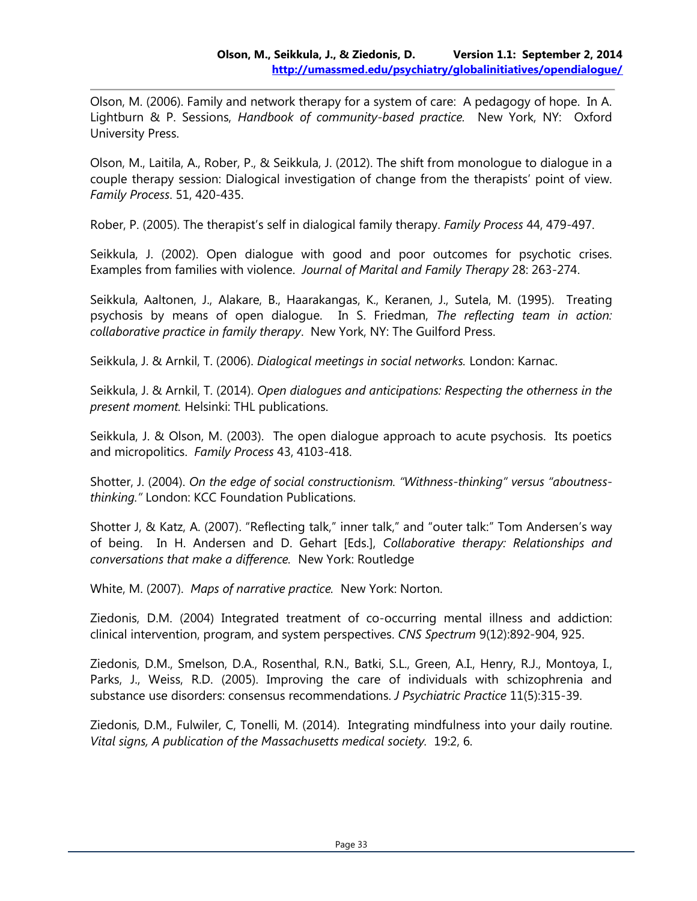Olson, M. (2006). Family and network therapy for a system of care: A pedagogy of hope. In A. Lightburn & P. Sessions, *Handbook of community-based practice*. New York, NY: Oxford University Press.

Olson, M., Laitila, A., Rober, P., & Seikkula, J. (2012). The shift from monologue to dialogue in a couple therapy session: Dialogical investigation of change from the therapists' point of view. *Family Process*. 51, 420-435.

Rober, P. (2005). The therapist's self in dialogical family therapy. *Family Process* 44, 479-497.

Seikkula, J. (2002). Open dialogue with good and poor outcomes for psychotic crises. Examples from families with violence. *Journal of Marital and Family Therapy* 28: 263-274.

Seikkula, Aaltonen, J., Alakare, B., Haarakangas, K., Keranen, J., Sutela, M. (1995). Treating psychosis by means of open dialogue. In S. Friedman, *The reflecting team in action: collaborative practice in family therapy*. New York, NY: The Guilford Press.

Seikkula, J. & Arnkil, T. (2006). *Dialogical meetings in social networks.* London: Karnac.

Seikkula, J. & Arnkil, T. (2014). *Open dialogues and anticipations: Respecting the otherness in the present moment.* Helsinki: THL publications.

Seikkula, J. & Olson, M. (2003). The open dialogue approach to acute psychosis. Its poetics and micropolitics. *Family Process* 43, 4103-418.

Shotter, J. (2004). *On the edge of social constructionism. "Withness-thinking" versus "aboutness-thinking."* London: KCC Foundation Publications.

Shotter J, & Katz, A. (2007). "Reflecting talk," inner talk," and "outer talk:" Tom Andersen's way of being. In H. Andersen and D. Gehart [Eds.], *Collaborative therapy: Relationships and conversations that make a difference*. New York: Routledge

White, M. (2007). *Maps of narrative practice.* New York: Norton.

Ziedonis, D.M. (2004) Integrated treatment of co-occurring mental illness and addiction: clinical intervention, program, and system perspectives. *CNS Spectrum* 9(12):892-904, 925.

Ziedonis, D.M., Smelson, D.A., Rosenthal, R.N., Batki, S.L., Green, A.I., Henry, R.J., Montoya, I., Parks, J., Weiss, R.D. (2005). Improving the care of individuals with schizophrenia and substance use disorders: consensus recommendations. *J Psychiatric Practice* 11(5):315-39.

Ziedonis, D.M., Fulwiler, C, Tonelli, M. (2014). Integrating mindfulness into your daily routine. *Vital signs, A publication of the Massachusetts medical society.* 19:2, 6.